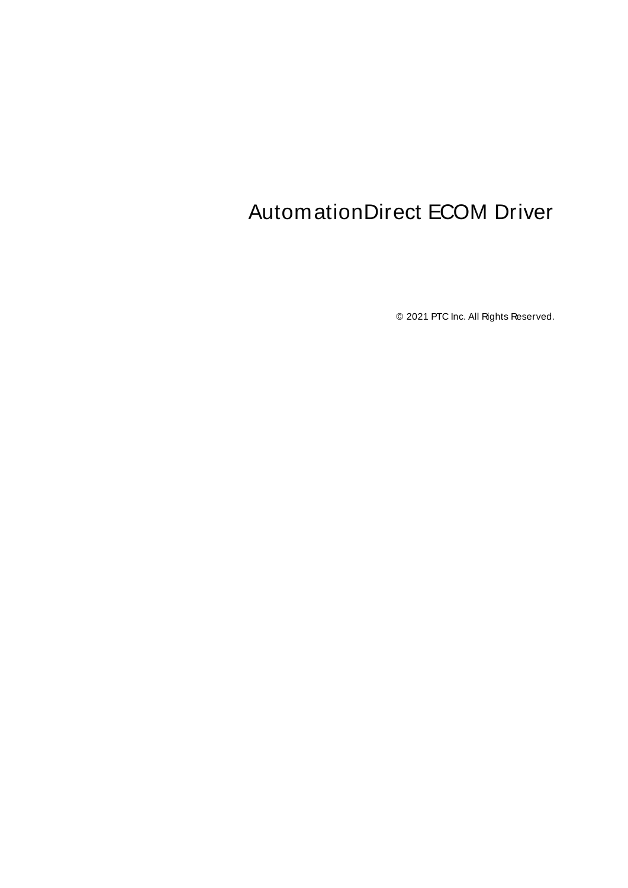# AutomationDirect ECOM Driver

© 2021 PTC Inc. All Rights Reserved.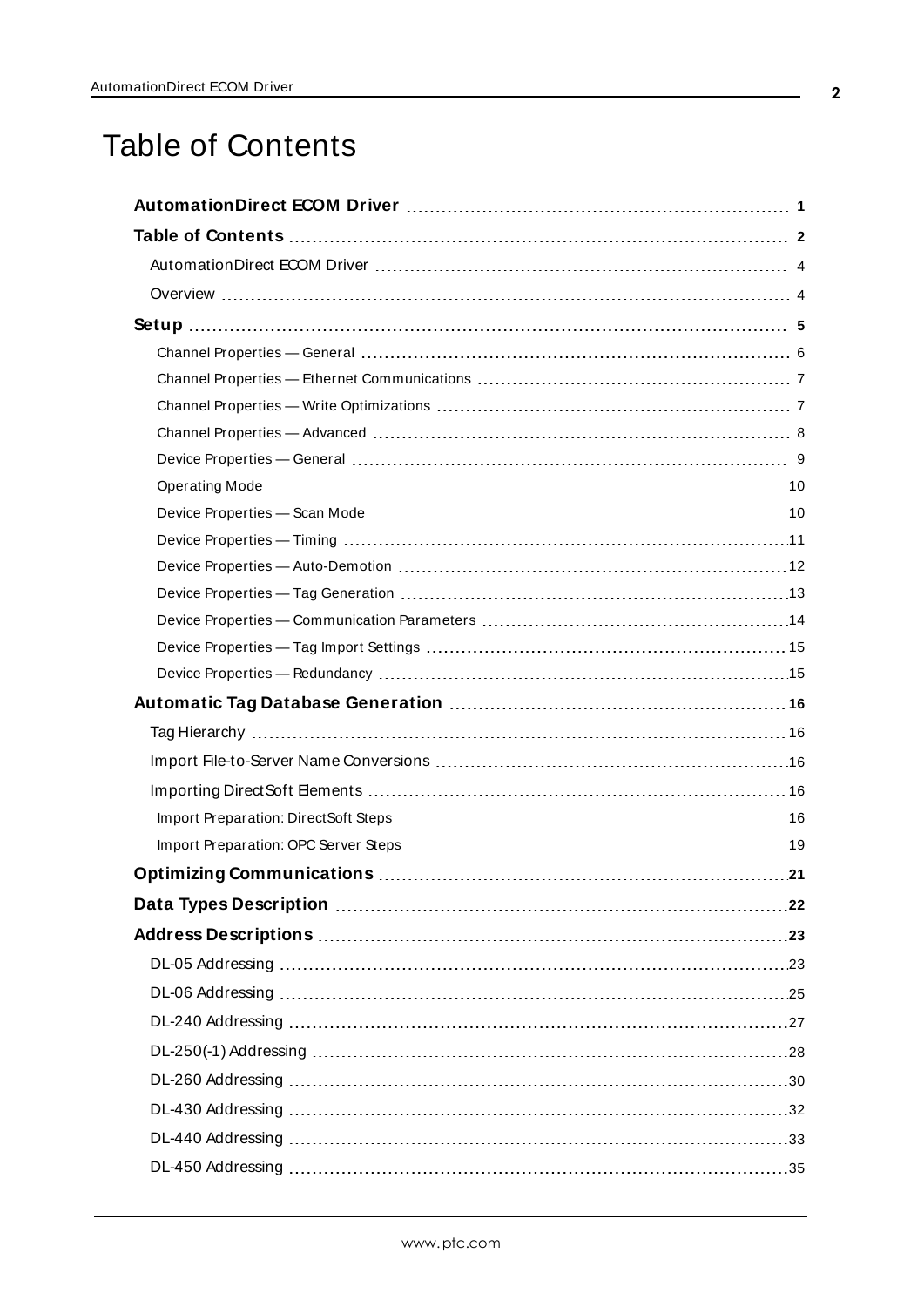# Table of Contents

**AutomationDirect ECOM Driver** ........ 1

**Table of Contents** ........ 2

- AutomationDirect ECOM Driver ........ 4
- Overview ........ 4

**Setup** ........ 5

- Channel Properties — General ........ 6
- Channel Properties — Ethernet Communications ........ 7
- Channel Properties — Write Optimizations ........ 7
- Channel Properties — Advanced ........ 8
- Device Properties — General ........ 9
- Operating Mode ........ 10
- Device Properties — Scan Mode ........ 10
- Device Properties — Timing ........ 11
- Device Properties — Auto-Demotion ........ 12
- Device Properties — Tag Generation ........ 13
- Device Properties — Communication Parameters ........ 14
- Device Properties — Tag Import Settings ........ 15
- Device Properties — Redundancy ........ 15

**Automatic Tag Database Generation** ........ 16

- Tag Hierarchy ........ 16
- Import File-to-Server Name Conversions ........ 16
- Importing DirectSoft Elements ........ 16
  - Import Preparation: DirectSoft Steps ........ 16
  - Import Preparation: OPC Server Steps ........ 19

**Optimizing Communications** ........ 21

**Data Types Description** ........ 22

**Address Descriptions** ........ 23

- DL-05 Addressing ........ 23
- DL-06 Addressing ........ 25
- DL-240 Addressing ........ 27
- DL-250(-1) Addressing ........ 28
- DL-260 Addressing ........ 30
- DL-430 Addressing ........ 32
- DL-440 Addressing ........ 33
- DL-450 Addressing ........ 35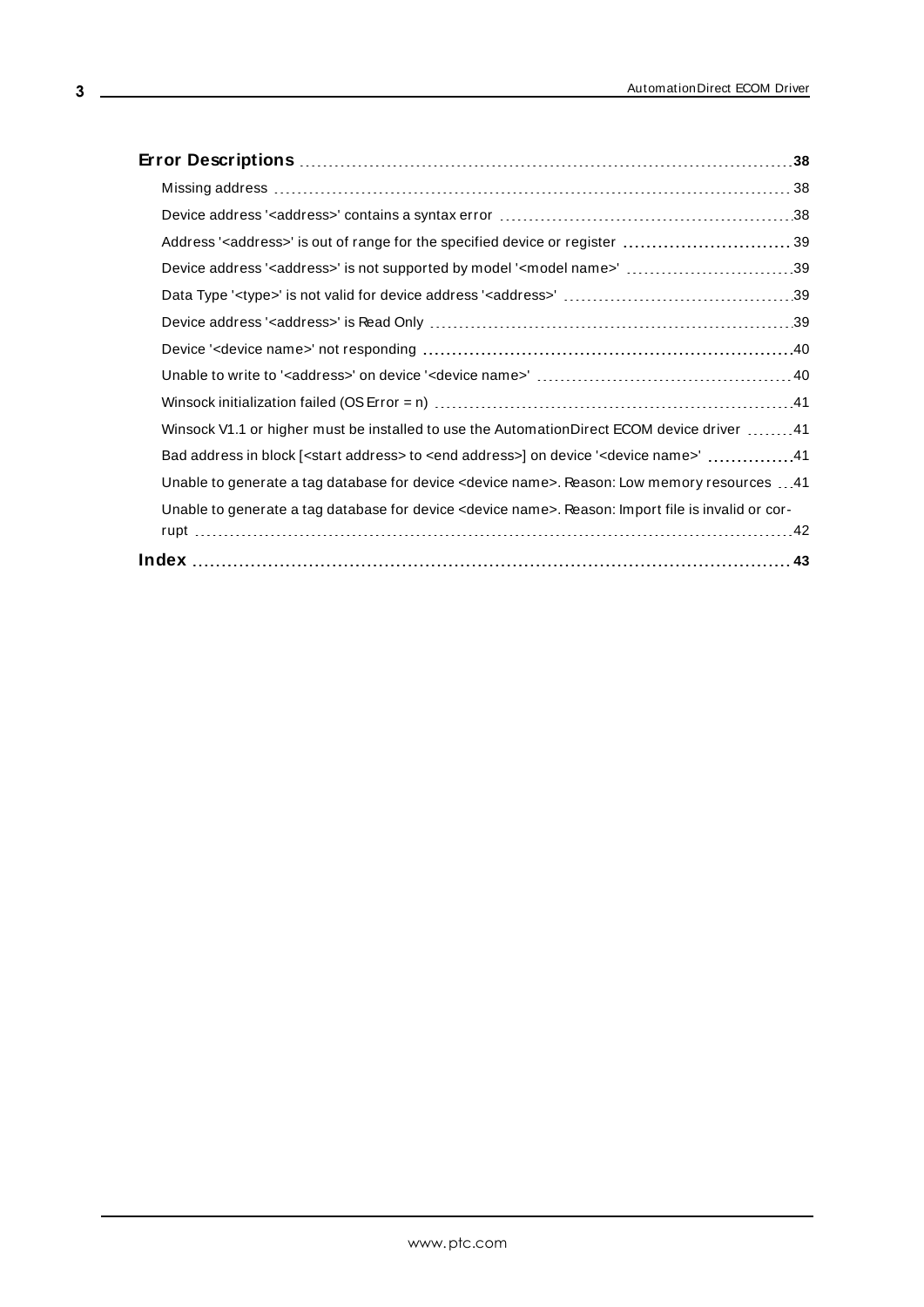**Error Descriptions** ..... 38

- Missing address ..... 38
- Device address '<address>' contains a syntax error ..... 38
- Address '<address>' is out of range for the specified device or register ..... 39
- Device address '<address>' is not supported by model '<model name>' ..... 39
- Data Type '<type>' is not valid for device address '<address>' ..... 39
- Device address '<address>' is Read Only ..... 39
- Device '<device name>' not responding ..... 40
- Unable to write to '<address>' on device '<device name>' ..... 40
- Winsock initialization failed (OS Error = n) ..... 41
- Winsock V1.1 or higher must be installed to use the AutomationDirect ECOM device driver ..... 41
- Bad address in block [<start address> to <end address>] on device '<device name>' ..... 41
- Unable to generate a tag database for device <device name>. Reason: Low memory resources ..... 41
- Unable to generate a tag database for device <device name>. Reason: Import file is invalid or corrupt ..... 42

**Index** ..... 43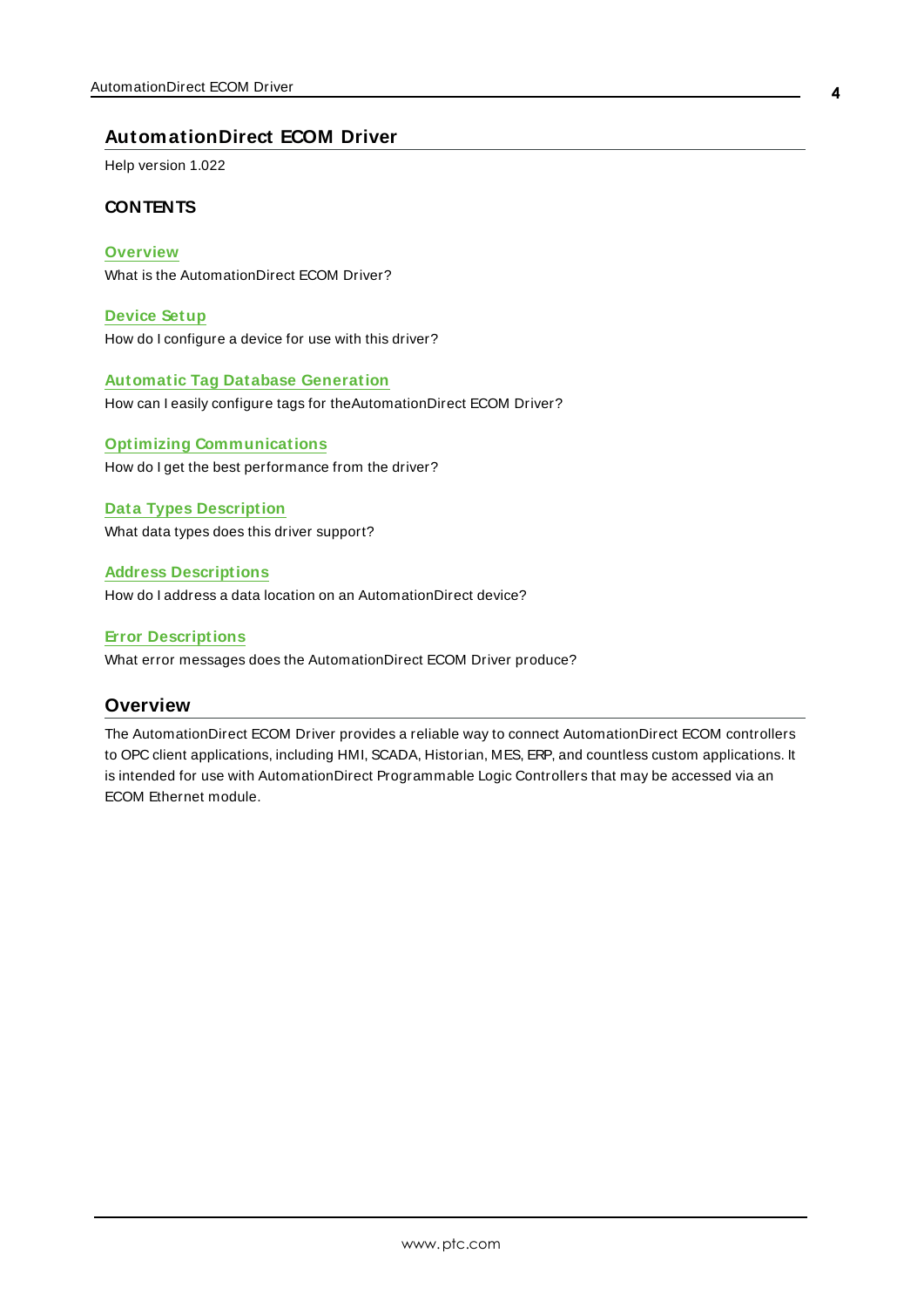# AutomationDirect ECOM Driver

Help version 1.022

## CONTENTS

**Overview**
What is the AutomationDirect ECOM Driver?

**Device Setup**
How do I configure a device for use with this driver?

**Automatic Tag Database Generation**
How can I easily configure tags for theAutomationDirect ECOM Driver?

**Optimizing Communications**
How do I get the best performance from the driver?

**Data Types Description**
What data types does this driver support?

**Address Descriptions**
How do I address a data location on an AutomationDirect device?

**Error Descriptions**
What error messages does the AutomationDirect ECOM Driver produce?

# Overview

The AutomationDirect ECOM Driver provides a reliable way to connect AutomationDirect ECOM controllers to OPC client applications, including HMI, SCADA, Historian, MES, ERP, and countless custom applications. It is intended for use with AutomationDirect Programmable Logic Controllers that may be accessed via an ECOM Ethernet module.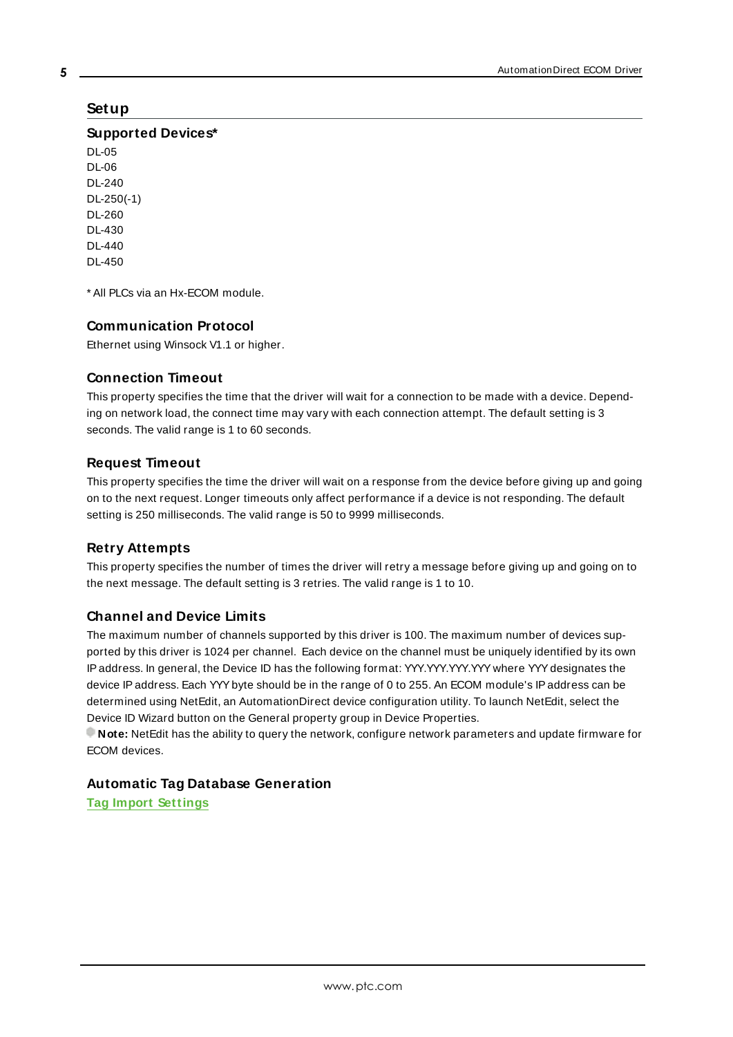# Setup

## Supported Devices*

DL-05
DL-06
DL-240
DL-250(-1)
DL-260
DL-430
DL-440
DL-450

* All PLCs via an Hx-ECOM module.

### Communication Protocol

Ethernet using Winsock V1.1 or higher.

### Connection Timeout

This property specifies the time that the driver will wait for a connection to be made with a device. Depending on network load, the connect time may vary with each connection attempt. The default setting is 3 seconds. The valid range is 1 to 60 seconds.

### Request Timeout

This property specifies the time the driver will wait on a response from the device before giving up and going on to the next request. Longer timeouts only affect performance if a device is not responding. The default setting is 250 milliseconds. The valid range is 50 to 9999 milliseconds.

### Retry Attempts

This property specifies the number of times the driver will retry a message before giving up and going on to the next message. The default setting is 3 retries. The valid range is 1 to 10.

### Channel and Device Limits

The maximum number of channels supported by this driver is 100. The maximum number of devices supported by this driver is 1024 per channel. Each device on the channel must be uniquely identified by its own IP address. In general, the Device ID has the following format: YYY.YYY.YYY.YYY where YYY designates the device IP address. Each YYY byte should be in the range of 0 to 255. An ECOM module's IP address can be determined using NetEdit, an AutomationDirect device configuration utility. To launch NetEdit, select the Device ID Wizard button on the General property group in Device Properties.

**Note:** NetEdit has the ability to query the network, configure network parameters and update firmware for ECOM devices.

### Automatic Tag Database Generation

**Tag Import Settings**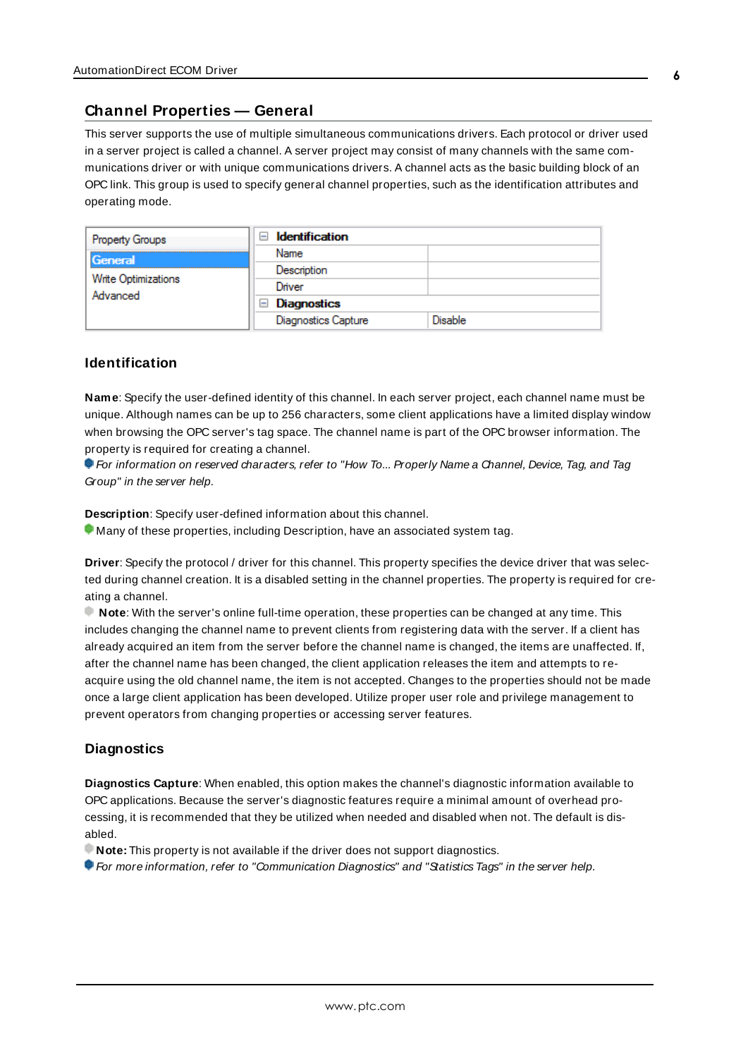## Channel Properties — General

This server supports the use of multiple simultaneous communications drivers. Each protocol or driver used in a server project is called a channel. A server project may consist of many channels with the same communications driver or with unique communications drivers. A channel acts as the basic building block of an OPC link. This group is used to specify general channel properties, such as the identification attributes and operating mode.

| Property Groups | Identification | |
|---|---|---|
| **General** | Name | |
| Write Optimizations | Description | |
| Advanced | Driver | |
| | **Diagnostics** | |
| | Diagnostics Capture | Disable |

### Identification

**Name**: Specify the user-defined identity of this channel. In each server project, each channel name must be unique. Although names can be up to 256 characters, some client applications have a limited display window when browsing the OPC server's tag space. The channel name is part of the OPC browser information. The property is required for creating a channel.

*For information on reserved characters, refer to "How To... Properly Name a Channel, Device, Tag, and Tag Group" in the server help.*

**Description**: Specify user-defined information about this channel.

Many of these properties, including Description, have an associated system tag.

**Driver**: Specify the protocol / driver for this channel. This property specifies the device driver that was selected during channel creation. It is a disabled setting in the channel properties. The property is required for creating a channel.

**Note**: With the server's online full-time operation, these properties can be changed at any time. This includes changing the channel name to prevent clients from registering data with the server. If a client has already acquired an item from the server before the channel name is changed, the items are unaffected. If, after the channel name has been changed, the client application releases the item and attempts to re-acquire using the old channel name, the item is not accepted. Changes to the properties should not be made once a large client application has been developed. Utilize proper user role and privilege management to prevent operators from changing properties or accessing server features.

### Diagnostics

**Diagnostics Capture**: When enabled, this option makes the channel's diagnostic information available to OPC applications. Because the server's diagnostic features require a minimal amount of overhead processing, it is recommended that they be utilized when needed and disabled when not. The default is disabled.

**Note:** This property is not available if the driver does not support diagnostics.

*For more information, refer to "Communication Diagnostics" and "Statistics Tags" in the server help.*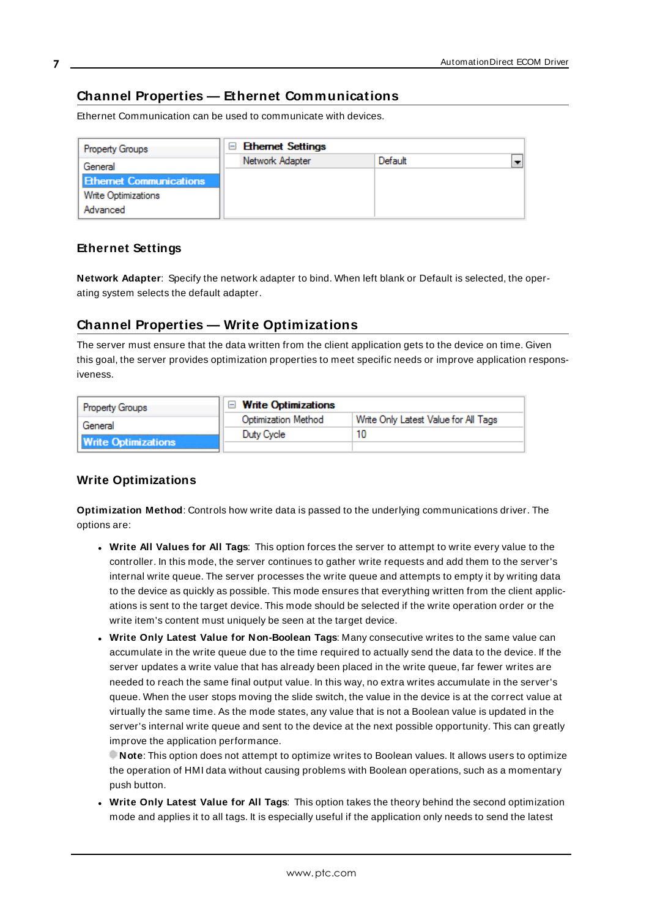## Channel Properties — Ethernet Communications

Ethernet Communication can be used to communicate with devices.

| Property Groups | Ethernet Settings | |
|---|---|---|
| General | Network Adapter | Default |
| **Ethernet Communications** | | |
| Write Optimizations | | |
| Advanced | | |

### Ethernet Settings

**Network Adapter**: Specify the network adapter to bind. When left blank or Default is selected, the operating system selects the default adapter.

## Channel Properties — Write Optimizations

The server must ensure that the data written from the client application gets to the device on time. Given this goal, the server provides optimization properties to meet specific needs or improve application responsiveness.

| Property Groups | Write Optimizations | |
|---|---|---|
| General | Optimization Method | Write Only Latest Value for All Tags |
| **Write Optimizations** | Duty Cycle | 10 |

### Write Optimizations

**Optimization Method**: Controls how write data is passed to the underlying communications driver. The options are:

- **Write All Values for All Tags**: This option forces the server to attempt to write every value to the controller. In this mode, the server continues to gather write requests and add them to the server's internal write queue. The server processes the write queue and attempts to empty it by writing data to the device as quickly as possible. This mode ensures that everything written from the client applications is sent to the target device. This mode should be selected if the write operation order or the write item's content must uniquely be seen at the target device.
- **Write Only Latest Value for Non-Boolean Tags**: Many consecutive writes to the same value can accumulate in the write queue due to the time required to actually send the data to the device. If the server updates a write value that has already been placed in the write queue, far fewer writes are needed to reach the same final output value. In this way, no extra writes accumulate in the server's queue. When the user stops moving the slide switch, the value in the device is at the correct value at virtually the same time. As the mode states, any value that is not a Boolean value is updated in the server's internal write queue and sent to the device at the next possible opportunity. This can greatly improve the application performance.

  **Note**: This option does not attempt to optimize writes to Boolean values. It allows users to optimize the operation of HMI data without causing problems with Boolean operations, such as a momentary push button.
- **Write Only Latest Value for All Tags**: This option takes the theory behind the second optimization mode and applies it to all tags. It is especially useful if the application only needs to send the latest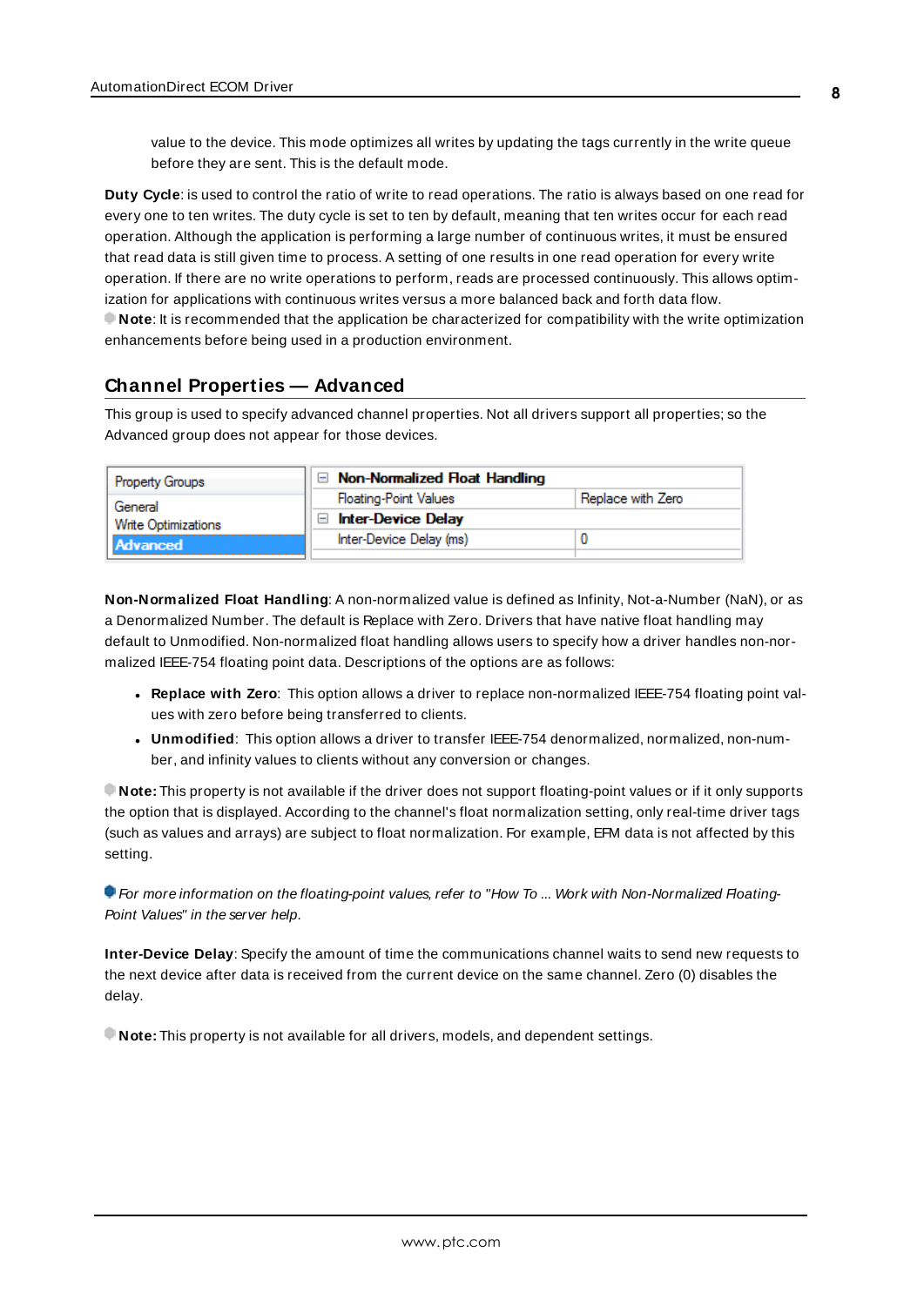value to the device. This mode optimizes all writes by updating the tags currently in the write queue before they are sent. This is the default mode.

**Duty Cycle**: is used to control the ratio of write to read operations. The ratio is always based on one read for every one to ten writes. The duty cycle is set to ten by default, meaning that ten writes occur for each read operation. Although the application is performing a large number of continuous writes, it must be ensured that read data is still given time to process. A setting of one results in one read operation for every write operation. If there are no write operations to perform, reads are processed continuously. This allows optimization for applications with continuous writes versus a more balanced back and forth data flow.

**Note**: It is recommended that the application be characterized for compatibility with the write optimization enhancements before being used in a production environment.

## Channel Properties — Advanced

This group is used to specify advanced channel properties. Not all drivers support all properties; so the Advanced group does not appear for those devices.

| Property Groups | | |
|---|---|---|
| General | **Non-Normalized Float Handling** | |
| Write Optimizations | Floating-Point Values | Replace with Zero |
| **Advanced** | **Inter-Device Delay** | |
| | Inter-Device Delay (ms) | 0 |

**Non-Normalized Float Handling**: A non-normalized value is defined as Infinity, Not-a-Number (NaN), or as a Denormalized Number. The default is Replace with Zero. Drivers that have native float handling may default to Unmodified. Non-normalized float handling allows users to specify how a driver handles non-normalized IEEE-754 floating point data. Descriptions of the options are as follows:

- **Replace with Zero**: This option allows a driver to replace non-normalized IEEE-754 floating point values with zero before being transferred to clients.
- **Unmodified**: This option allows a driver to transfer IEEE-754 denormalized, normalized, non-number, and infinity values to clients without any conversion or changes.

**Note:** This property is not available if the driver does not support floating-point values or if it only supports the option that is displayed. According to the channel's float normalization setting, only real-time driver tags (such as values and arrays) are subject to float normalization. For example, EFM data is not affected by this setting.

*For more information on the floating-point values, refer to "How To ... Work with Non-Normalized Floating-Point Values" in the server help.*

**Inter-Device Delay**: Specify the amount of time the communications channel waits to send new requests to the next device after data is received from the current device on the same channel. Zero (0) disables the delay.

**Note:** This property is not available for all drivers, models, and dependent settings.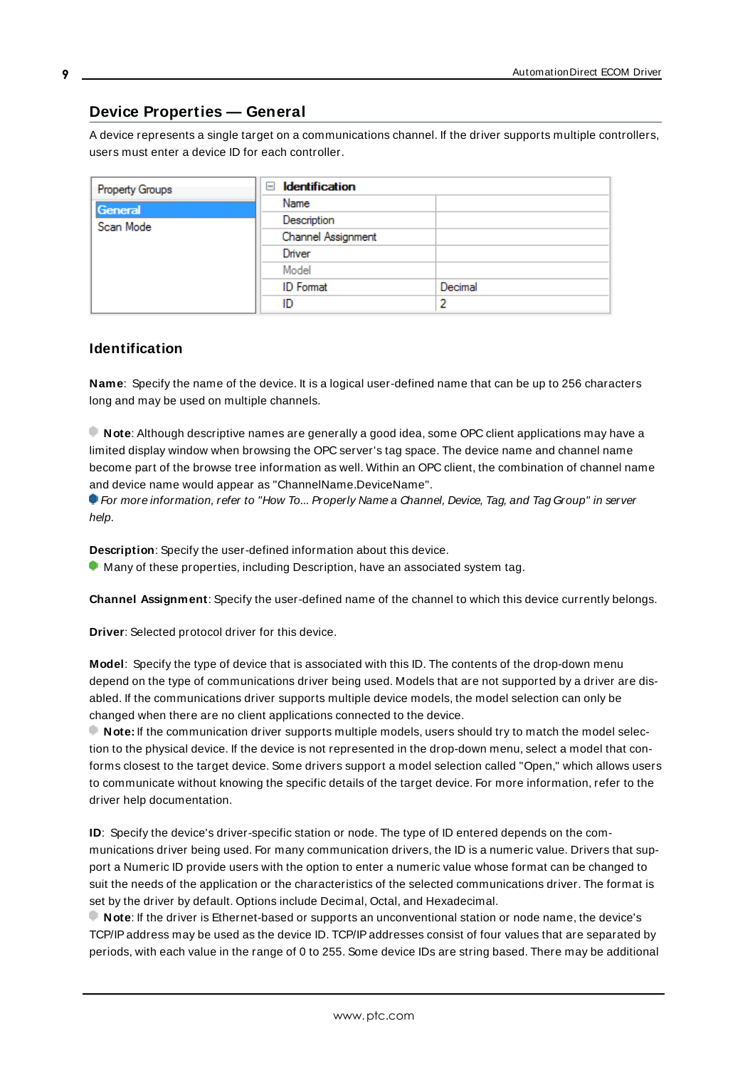## Device Properties — General

A device represents a single target on a communications channel. If the driver supports multiple controllers, users must enter a device ID for each controller.

| Property Groups | Identification | |
|---|---|---|
| General | Name | |
| Scan Mode | Description | |
| | Channel Assignment | |
| | Driver | |
| | Model | |
| | ID Format | Decimal |
| | ID | 2 |

### Identification

**Name**: Specify the name of the device. It is a logical user-defined name that can be up to 256 characters long and may be used on multiple channels.

**Note**: Although descriptive names are generally a good idea, some OPC client applications may have a limited display window when browsing the OPC server's tag space. The device name and channel name become part of the browse tree information as well. Within an OPC client, the combination of channel name and device name would appear as "ChannelName.DeviceName".

*For more information, refer to "How To... Properly Name a Channel, Device, Tag, and Tag Group" in server help.*

**Description**: Specify the user-defined information about this device.

Many of these properties, including Description, have an associated system tag.

**Channel Assignment**: Specify the user-defined name of the channel to which this device currently belongs.

**Driver**: Selected protocol driver for this device.

**Model**: Specify the type of device that is associated with this ID. The contents of the drop-down menu depend on the type of communications driver being used. Models that are not supported by a driver are disabled. If the communications driver supports multiple device models, the model selection can only be changed when there are no client applications connected to the device.

**Note:** If the communication driver supports multiple models, users should try to match the model selection to the physical device. If the device is not represented in the drop-down menu, select a model that conforms closest to the target device. Some drivers support a model selection called "Open," which allows users to communicate without knowing the specific details of the target device. For more information, refer to the driver help documentation.

**ID**: Specify the device's driver-specific station or node. The type of ID entered depends on the communications driver being used. For many communication drivers, the ID is a numeric value. Drivers that support a Numeric ID provide users with the option to enter a numeric value whose format can be changed to suit the needs of the application or the characteristics of the selected communications driver. The format is set by the driver by default. Options include Decimal, Octal, and Hexadecimal.

**Note**: If the driver is Ethernet-based or supports an unconventional station or node name, the device's TCP/IP address may be used as the device ID. TCP/IP addresses consist of four values that are separated by periods, with each value in the range of 0 to 255. Some device IDs are string based. There may be additional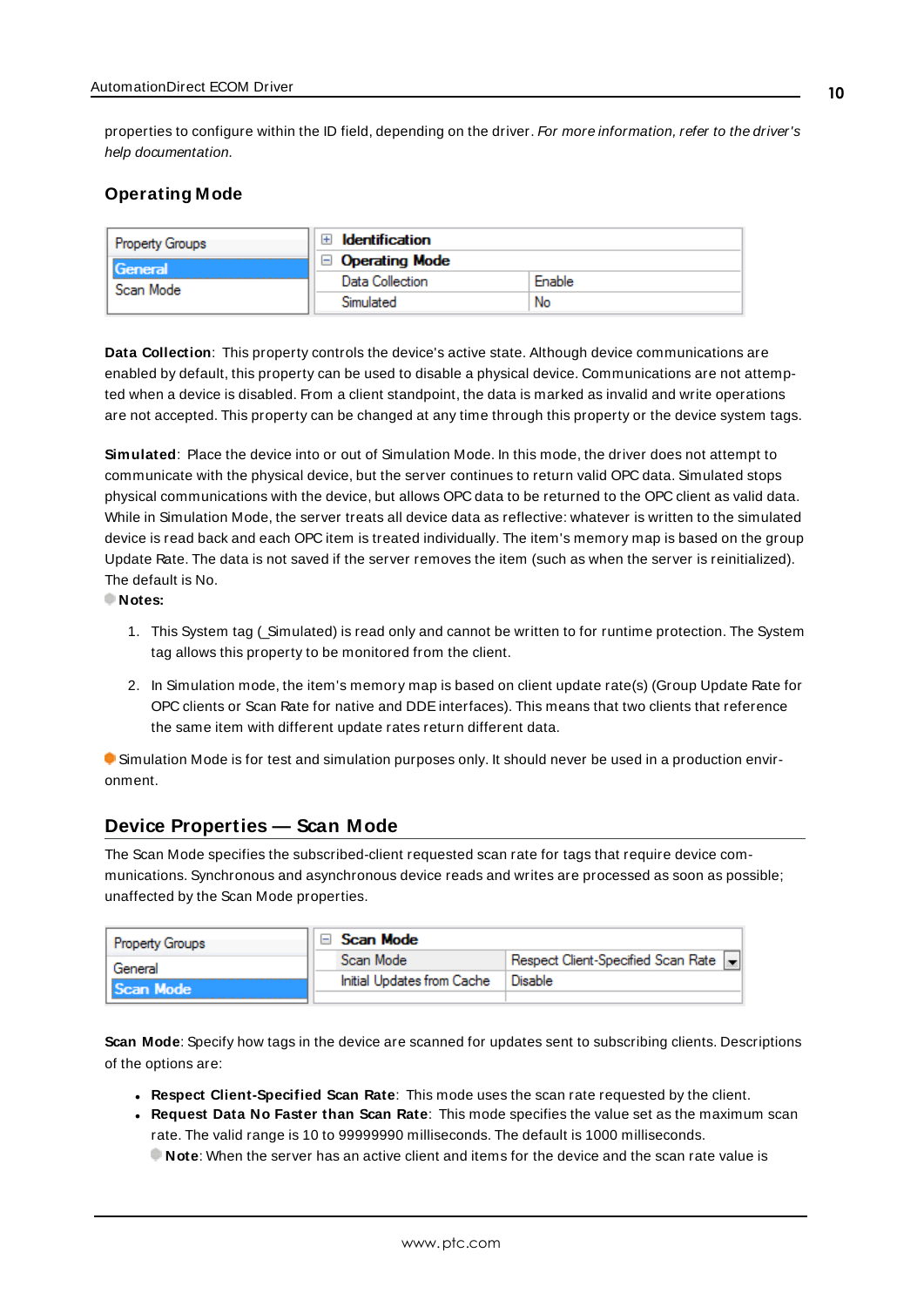properties to configure within the ID field, depending on the driver. *For more information, refer to the driver's help documentation.*

### Operating Mode

| Property Groups | |
|---|---|
| **General** | |
| Scan Mode | |

| ⊞ **Identification** | |
|---|---|
| ⊟ **Operating Mode** | |
| Data Collection | Enable |
| Simulated | No |

**Data Collection**: This property controls the device's active state. Although device communications are enabled by default, this property can be used to disable a physical device. Communications are not attempted when a device is disabled. From a client standpoint, the data is marked as invalid and write operations are not accepted. This property can be changed at any time through this property or the device system tags.

**Simulated**: Place the device into or out of Simulation Mode. In this mode, the driver does not attempt to communicate with the physical device, but the server continues to return valid OPC data. Simulated stops physical communications with the device, but allows OPC data to be returned to the OPC client as valid data. While in Simulation Mode, the server treats all device data as reflective: whatever is written to the simulated device is read back and each OPC item is treated individually. The item's memory map is based on the group Update Rate. The data is not saved if the server removes the item (such as when the server is reinitialized). The default is No.

**Notes:**

1. This System tag (_Simulated) is read only and cannot be written to for runtime protection. The System tag allows this property to be monitored from the client.

2. In Simulation mode, the item's memory map is based on client update rate(s) (Group Update Rate for OPC clients or Scan Rate for native and DDE interfaces). This means that two clients that reference the same item with different update rates return different data.

Simulation Mode is for test and simulation purposes only. It should never be used in a production environment.

## Device Properties — Scan Mode

The Scan Mode specifies the subscribed-client requested scan rate for tags that require device communications. Synchronous and asynchronous device reads and writes are processed as soon as possible; unaffected by the Scan Mode properties.

| Property Groups | |
|---|---|
| General | |
| **Scan Mode** | |

| ⊟ **Scan Mode** | |
|---|---|
| Scan Mode | Respect Client-Specified Scan Rate |
| Initial Updates from Cache | Disable |

**Scan Mode**: Specify how tags in the device are scanned for updates sent to subscribing clients. Descriptions of the options are:

- **Respect Client-Specified Scan Rate**: This mode uses the scan rate requested by the client.
- **Request Data No Faster than Scan Rate**: This mode specifies the value set as the maximum scan rate. The valid range is 10 to 99999990 milliseconds. The default is 1000 milliseconds.
  **Note**: When the server has an active client and items for the device and the scan rate value is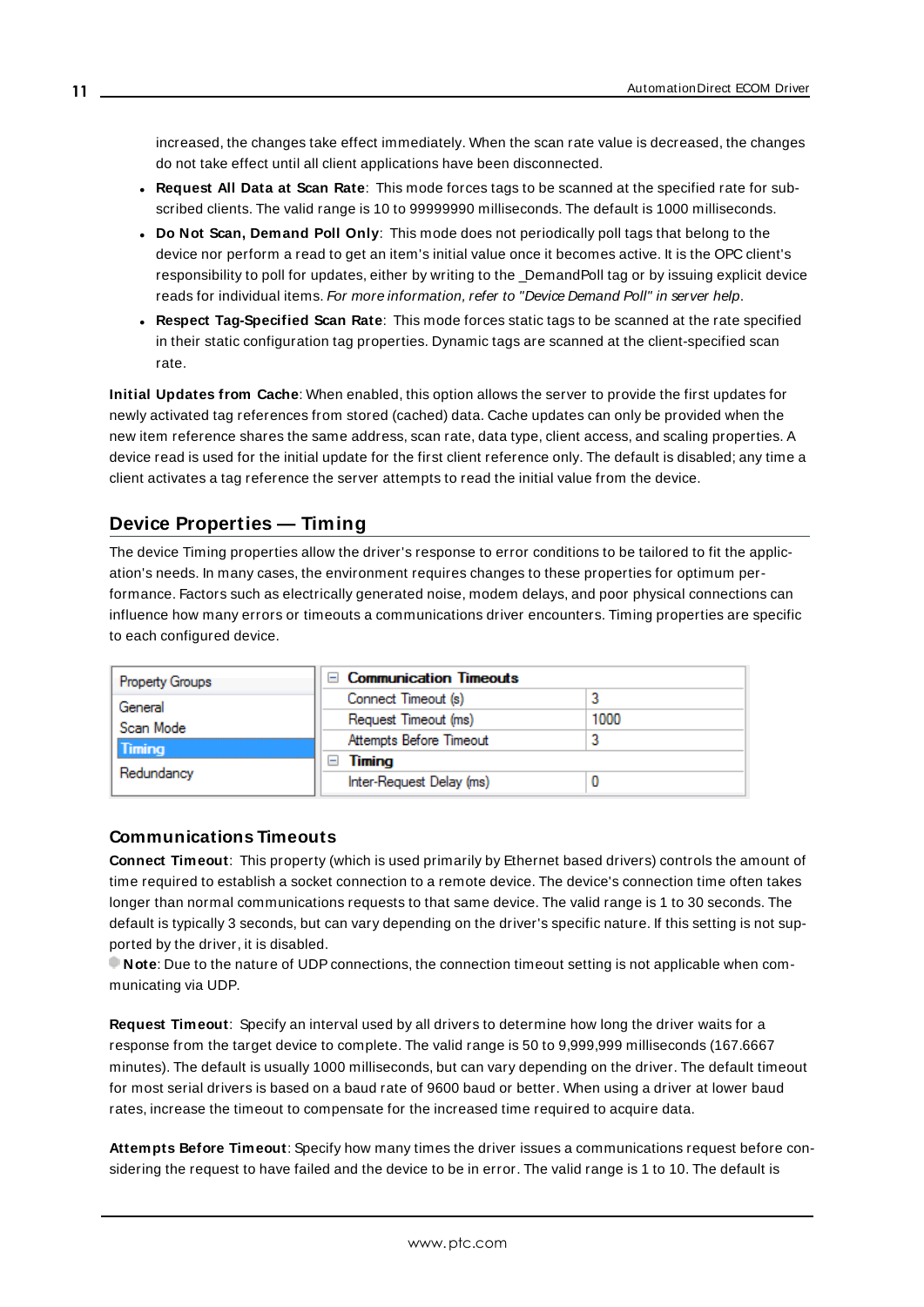increased, the changes take effect immediately. When the scan rate value is decreased, the changes do not take effect until all client applications have been disconnected.

- **Request All Data at Scan Rate**: This mode forces tags to be scanned at the specified rate for subscribed clients. The valid range is 10 to 99999990 milliseconds. The default is 1000 milliseconds.
- **Do Not Scan, Demand Poll Only**: This mode does not periodically poll tags that belong to the device nor perform a read to get an item's initial value once it becomes active. It is the OPC client's responsibility to poll for updates, either by writing to the _DemandPoll tag or by issuing explicit device reads for individual items. *For more information, refer to "Device Demand Poll" in server help*.
- **Respect Tag-Specified Scan Rate**: This mode forces static tags to be scanned at the rate specified in their static configuration tag properties. Dynamic tags are scanned at the client-specified scan rate.

**Initial Updates from Cache**: When enabled, this option allows the server to provide the first updates for newly activated tag references from stored (cached) data. Cache updates can only be provided when the new item reference shares the same address, scan rate, data type, client access, and scaling properties. A device read is used for the initial update for the first client reference only. The default is disabled; any time a client activates a tag reference the server attempts to read the initial value from the device.

## Device Properties — Timing

The device Timing properties allow the driver's response to error conditions to be tailored to fit the application's needs. In many cases, the environment requires changes to these properties for optimum performance. Factors such as electrically generated noise, modem delays, and poor physical connections can influence how many errors or timeouts a communications driver encounters. Timing properties are specific to each configured device.

| Property Groups | | |
|---|---|---|
| General | **Communication Timeouts** | |
| Scan Mode | Connect Timeout (s) | 3 |
| **Timing** | Request Timeout (ms) | 1000 |
| Redundancy | Attempts Before Timeout | 3 |
| | **Timing** | |
| | Inter-Request Delay (ms) | 0 |

### Communications Timeouts

**Connect Timeout**: This property (which is used primarily by Ethernet based drivers) controls the amount of time required to establish a socket connection to a remote device. The device's connection time often takes longer than normal communications requests to that same device. The valid range is 1 to 30 seconds. The default is typically 3 seconds, but can vary depending on the driver's specific nature. If this setting is not supported by the driver, it is disabled.

**Note**: Due to the nature of UDP connections, the connection timeout setting is not applicable when communicating via UDP.

**Request Timeout**: Specify an interval used by all drivers to determine how long the driver waits for a response from the target device to complete. The valid range is 50 to 9,999,999 milliseconds (167.6667 minutes). The default is usually 1000 milliseconds, but can vary depending on the driver. The default timeout for most serial drivers is based on a baud rate of 9600 baud or better. When using a driver at lower baud rates, increase the timeout to compensate for the increased time required to acquire data.

**Attempts Before Timeout**: Specify how many times the driver issues a communications request before considering the request to have failed and the device to be in error. The valid range is 1 to 10. The default is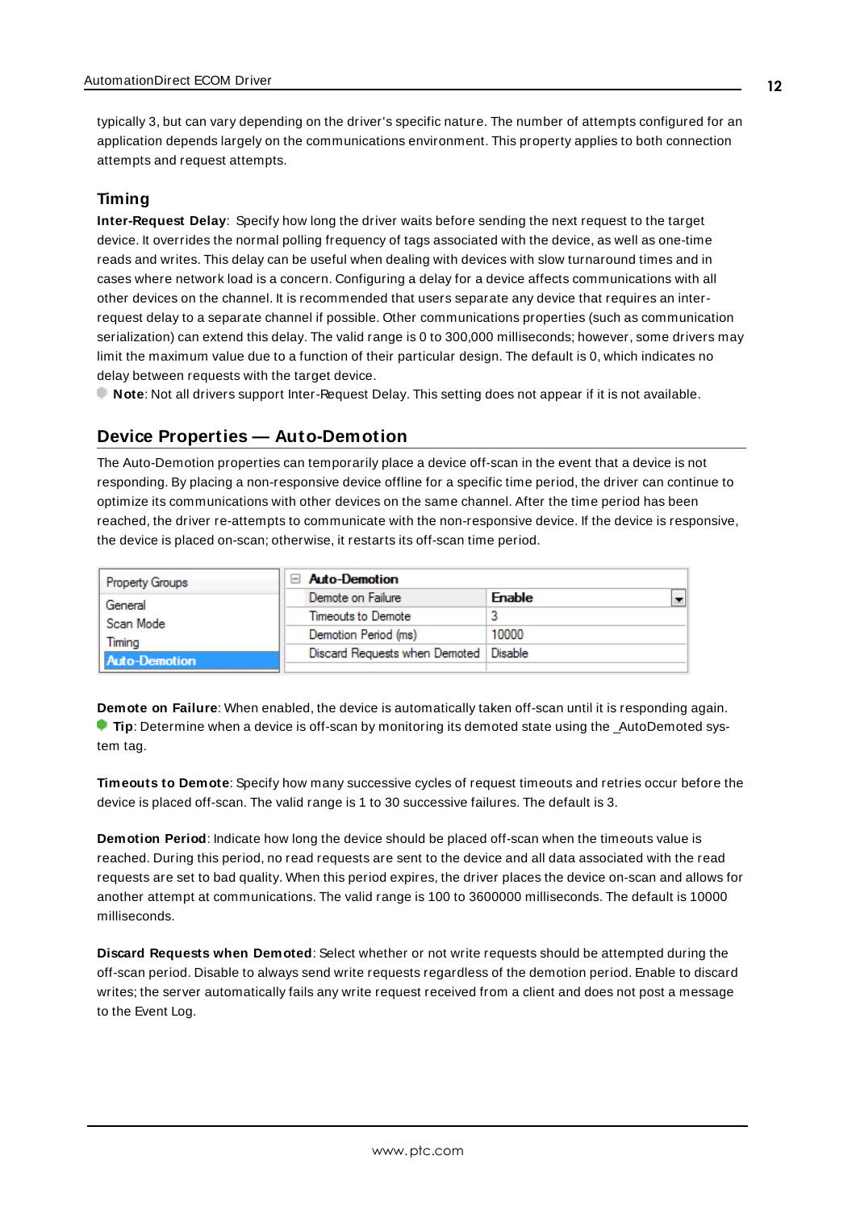typically 3, but can vary depending on the driver's specific nature. The number of attempts configured for an application depends largely on the communications environment. This property applies to both connection attempts and request attempts.

### Timing

**Inter-Request Delay**: Specify how long the driver waits before sending the next request to the target device. It overrides the normal polling frequency of tags associated with the device, as well as one-time reads and writes. This delay can be useful when dealing with devices with slow turnaround times and in cases where network load is a concern. Configuring a delay for a device affects communications with all other devices on the channel. It is recommended that users separate any device that requires an inter-request delay to a separate channel if possible. Other communications properties (such as communication serialization) can extend this delay. The valid range is 0 to 300,000 milliseconds; however, some drivers may limit the maximum value due to a function of their particular design. The default is 0, which indicates no delay between requests with the target device.

**Note**: Not all drivers support Inter-Request Delay. This setting does not appear if it is not available.

## Device Properties — Auto-Demotion

The Auto-Demotion properties can temporarily place a device off-scan in the event that a device is not responding. By placing a non-responsive device offline for a specific time period, the driver can continue to optimize its communications with other devices on the same channel. After the time period has been reached, the driver re-attempts to communicate with the non-responsive device. If the device is responsive, the device is placed on-scan; otherwise, it restarts its off-scan time period.

| Property Groups | Auto-Demotion | |
|---|---|---|
| General | Demote on Failure | Enable |
| Scan Mode | Timeouts to Demote | 3 |
| Timing | Demotion Period (ms) | 10000 |
| **Auto-Demotion** | Discard Requests when Demoted | Disable |

**Demote on Failure**: When enabled, the device is automatically taken off-scan until it is responding again.
**Tip**: Determine when a device is off-scan by monitoring its demoted state using the _AutoDemoted system tag.

**Timeouts to Demote**: Specify how many successive cycles of request timeouts and retries occur before the device is placed off-scan. The valid range is 1 to 30 successive failures. The default is 3.

**Demotion Period**: Indicate how long the device should be placed off-scan when the timeouts value is reached. During this period, no read requests are sent to the device and all data associated with the read requests are set to bad quality. When this period expires, the driver places the device on-scan and allows for another attempt at communications. The valid range is 100 to 3600000 milliseconds. The default is 10000 milliseconds.

**Discard Requests when Demoted**: Select whether or not write requests should be attempted during the off-scan period. Disable to always send write requests regardless of the demotion period. Enable to discard writes; the server automatically fails any write request received from a client and does not post a message to the Event Log.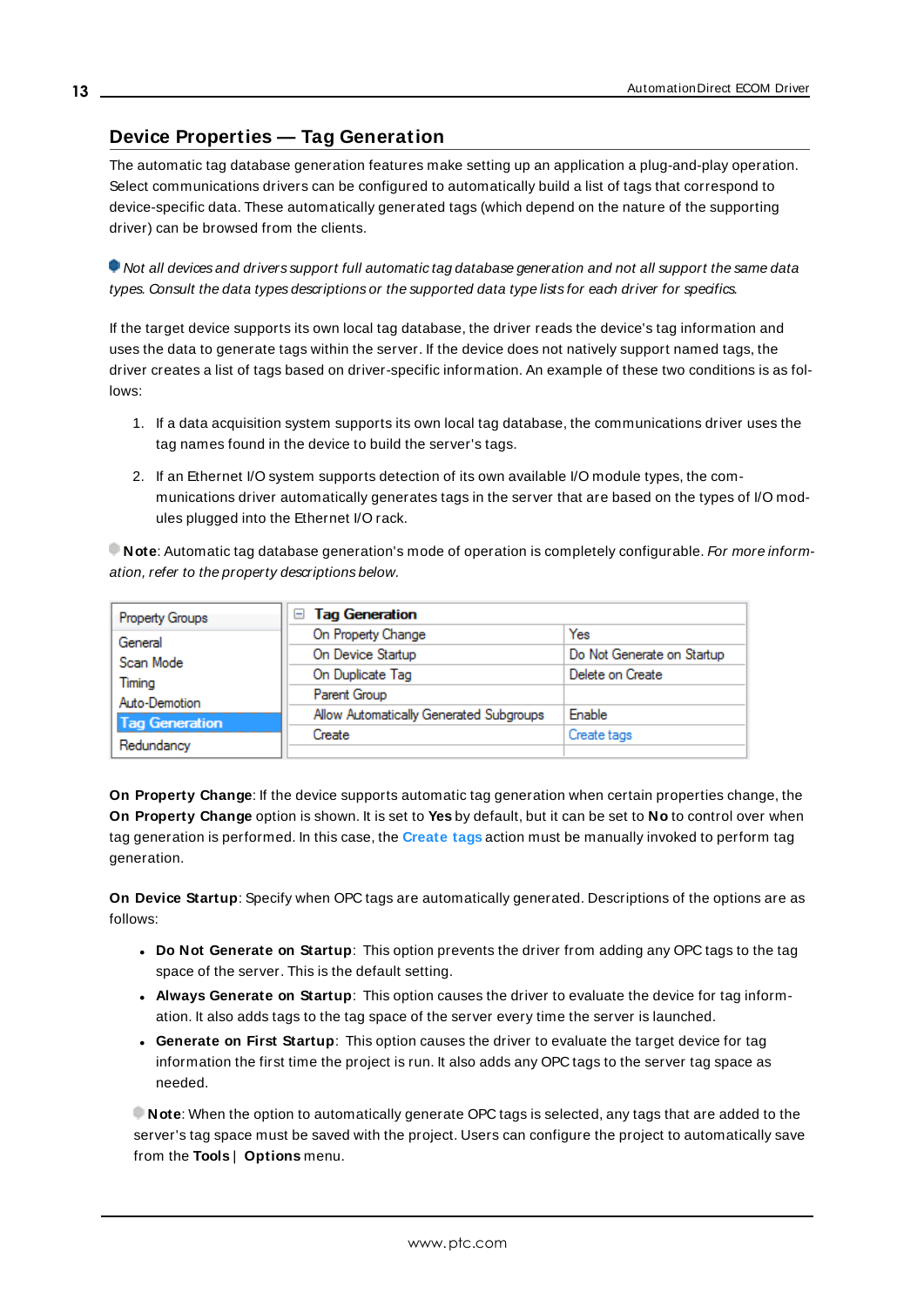## Device Properties — Tag Generation

The automatic tag database generation features make setting up an application a plug-and-play operation. Select communications drivers can be configured to automatically build a list of tags that correspond to device-specific data. These automatically generated tags (which depend on the nature of the supporting driver) can be browsed from the clients.

*Not all devices and drivers support full automatic tag database generation and not all support the same data types. Consult the data types descriptions or the supported data type lists for each driver for specifics.*

If the target device supports its own local tag database, the driver reads the device's tag information and uses the data to generate tags within the server. If the device does not natively support named tags, the driver creates a list of tags based on driver-specific information. An example of these two conditions is as follows:

1. If a data acquisition system supports its own local tag database, the communications driver uses the tag names found in the device to build the server's tags.
2. If an Ethernet I/O system supports detection of its own available I/O module types, the communications driver automatically generates tags in the server that are based on the types of I/O modules plugged into the Ethernet I/O rack.

**Note**: Automatic tag database generation's mode of operation is completely configurable. *For more information, refer to the property descriptions below.*

| Property Groups | Tag Generation | |
|---|---|---|
| General | On Property Change | Yes |
| Scan Mode | On Device Startup | Do Not Generate on Startup |
| Timing | On Duplicate Tag | Delete on Create |
| Auto-Demotion | Parent Group | |
| **Tag Generation** | Allow Automatically Generated Subgroups | Enable |
| Redundancy | Create | Create tags |

**On Property Change**: If the device supports automatic tag generation when certain properties change, the **On Property Change** option is shown. It is set to **Yes** by default, but it can be set to **No** to control over when tag generation is performed. In this case, the **Create tags** action must be manually invoked to perform tag generation.

**On Device Startup**: Specify when OPC tags are automatically generated. Descriptions of the options are as follows:

- **Do Not Generate on Startup**: This option prevents the driver from adding any OPC tags to the tag space of the server. This is the default setting.
- **Always Generate on Startup**: This option causes the driver to evaluate the device for tag information. It also adds tags to the tag space of the server every time the server is launched.
- **Generate on First Startup**: This option causes the driver to evaluate the target device for tag information the first time the project is run. It also adds any OPC tags to the server tag space as needed.

**Note**: When the option to automatically generate OPC tags is selected, any tags that are added to the server's tag space must be saved with the project. Users can configure the project to automatically save from the **Tools** | **Options** menu.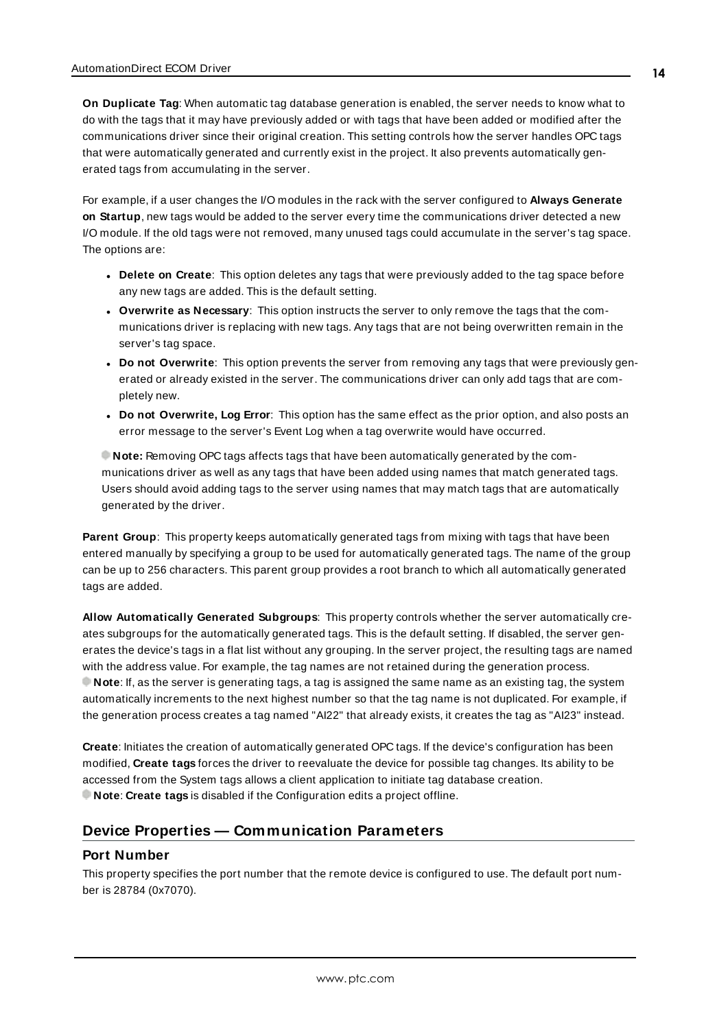**On Duplicate Tag**: When automatic tag database generation is enabled, the server needs to know what to do with the tags that it may have previously added or with tags that have been added or modified after the communications driver since their original creation. This setting controls how the server handles OPC tags that were automatically generated and currently exist in the project. It also prevents automatically generated tags from accumulating in the server.

For example, if a user changes the I/O modules in the rack with the server configured to **Always Generate on Startup**, new tags would be added to the server every time the communications driver detected a new I/O module. If the old tags were not removed, many unused tags could accumulate in the server's tag space. The options are:

- **Delete on Create**: This option deletes any tags that were previously added to the tag space before any new tags are added. This is the default setting.
- **Overwrite as Necessary**: This option instructs the server to only remove the tags that the communications driver is replacing with new tags. Any tags that are not being overwritten remain in the server's tag space.
- **Do not Overwrite**: This option prevents the server from removing any tags that were previously generated or already existed in the server. The communications driver can only add tags that are completely new.
- **Do not Overwrite, Log Error**: This option has the same effect as the prior option, and also posts an error message to the server's Event Log when a tag overwrite would have occurred.

**Note:** Removing OPC tags affects tags that have been automatically generated by the communications driver as well as any tags that have been added using names that match generated tags. Users should avoid adding tags to the server using names that may match tags that are automatically generated by the driver.

**Parent Group**: This property keeps automatically generated tags from mixing with tags that have been entered manually by specifying a group to be used for automatically generated tags. The name of the group can be up to 256 characters. This parent group provides a root branch to which all automatically generated tags are added.

**Allow Automatically Generated Subgroups**: This property controls whether the server automatically creates subgroups for the automatically generated tags. This is the default setting. If disabled, the server generates the device's tags in a flat list without any grouping. In the server project, the resulting tags are named with the address value. For example, the tag names are not retained during the generation process.
**Note**: If, as the server is generating tags, a tag is assigned the same name as an existing tag, the system automatically increments to the next highest number so that the tag name is not duplicated. For example, if the generation process creates a tag named "AI22" that already exists, it creates the tag as "AI23" instead.

**Create**: Initiates the creation of automatically generated OPC tags. If the device's configuration has been modified, **Create tags** forces the driver to reevaluate the device for possible tag changes. Its ability to be accessed from the System tags allows a client application to initiate tag database creation.
**Note**: **Create tags** is disabled if the Configuration edits a project offline.

## Device Properties — Communication Parameters

### Port Number

This property specifies the port number that the remote device is configured to use. The default port number is 28784 (0x7070).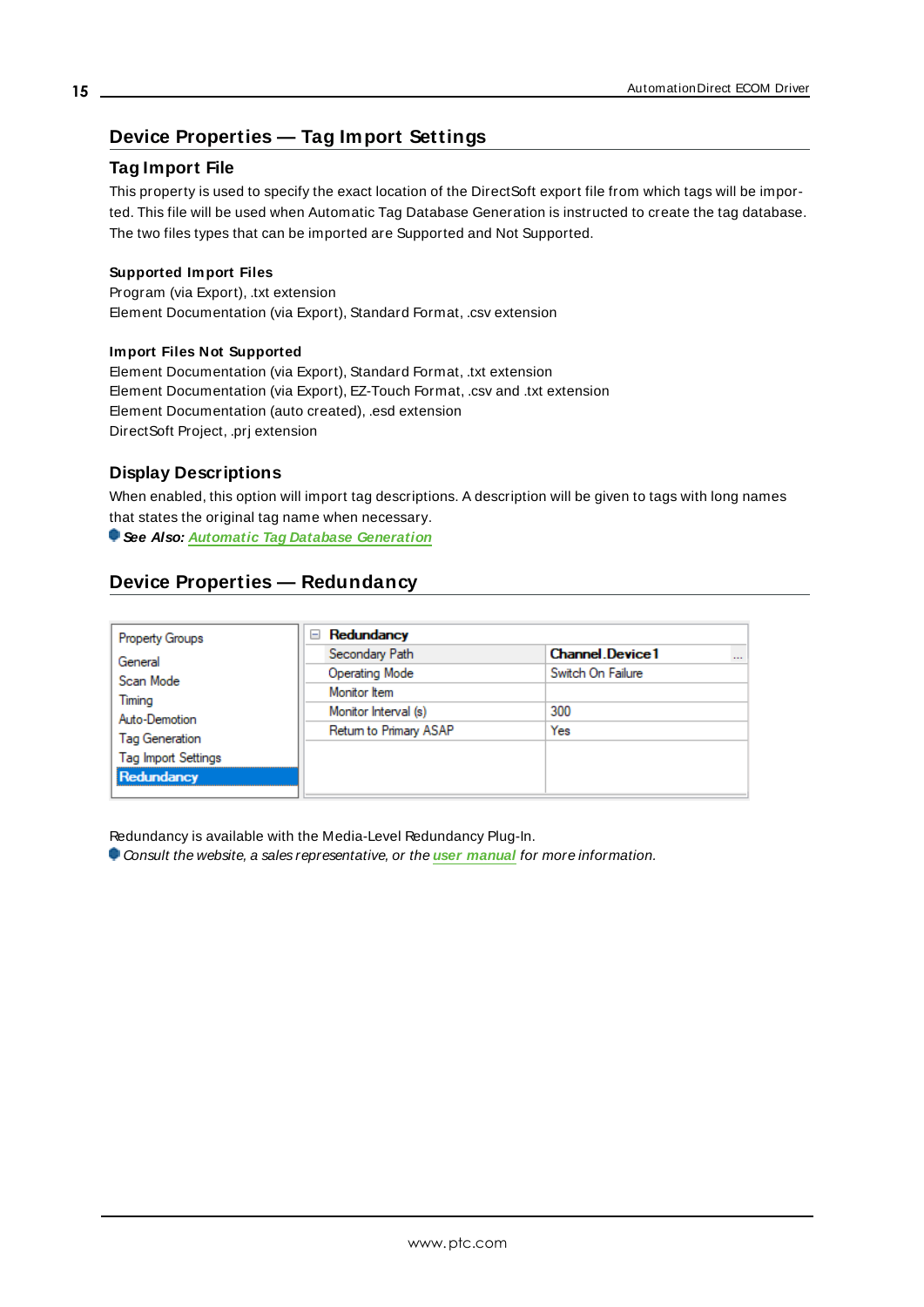## Device Properties — Tag Import Settings

### Tag Import File

This property is used to specify the exact location of the DirectSoft export file from which tags will be imported. This file will be used when Automatic Tag Database Generation is instructed to create the tag database. The two files types that can be imported are Supported and Not Supported.

**Supported Import Files**

Program (via Export), .txt extension
Element Documentation (via Export), Standard Format, .csv extension

**Import Files Not Supported**

Element Documentation (via Export), Standard Format, .txt extension
Element Documentation (via Export), EZ-Touch Format, .csv and .txt extension
Element Documentation (auto created), .esd extension
DirectSoft Project, .prj extension

### Display Descriptions

When enabled, this option will import tag descriptions. A description will be given to tags with long names that states the original tag name when necessary.

***See Also:*** ***Automatic Tag Database Generation***

## Device Properties — Redundancy

| Property Groups | Redundancy | |
|---|---|---|
| General | Secondary Path | Channel.Device1 |
| Scan Mode | Operating Mode | Switch On Failure |
| Timing | Monitor Item | |
| Auto-Demotion | Monitor Interval (s) | 300 |
| Tag Generation | Return to Primary ASAP | Yes |
| Tag Import Settings | | |
| Redundancy | | |

Redundancy is available with the Media-Level Redundancy Plug-In.

*Consult the website, a sales representative, or the* ***user manual*** *for more information.*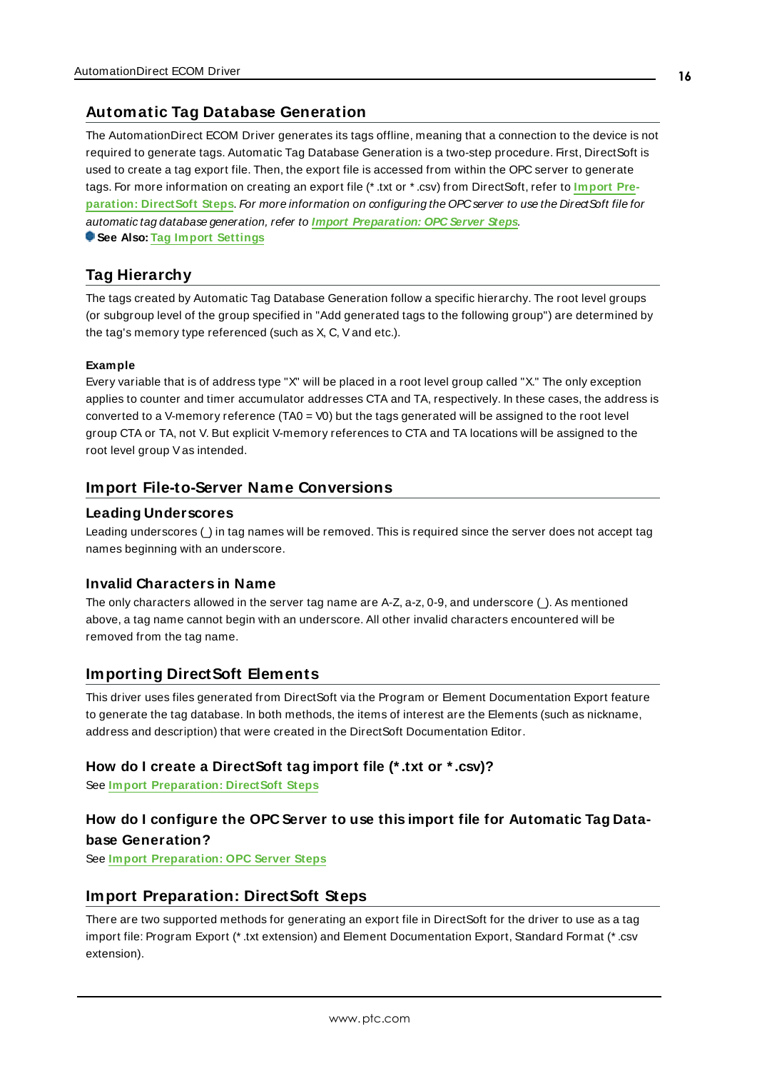## Automatic Tag Database Generation

The AutomationDirect ECOM Driver generates its tags offline, meaning that a connection to the device is not required to generate tags. Automatic Tag Database Generation is a two-step procedure. First, DirectSoft is used to create a tag export file. Then, the export file is accessed from within the OPC server to generate tags. For more information on creating an export file (*.txt or *.csv) from DirectSoft, refer to **Import Preparation: DirectSoft Steps**. *For more information on configuring the OPC server to use the DirectSoft file for automatic tag database generation, refer to* ***Import Preparation: OPC Server Steps****.*

**See Also: Tag Import Settings**

## Tag Hierarchy

The tags created by Automatic Tag Database Generation follow a specific hierarchy. The root level groups (or subgroup level of the group specified in "Add generated tags to the following group") are determined by the tag's memory type referenced (such as X, C, V and etc.).

**Example**

Every variable that is of address type "X" will be placed in a root level group called "X." The only exception applies to counter and timer accumulator addresses CTA and TA, respectively. In these cases, the address is converted to a V-memory reference (TA0 = V0) but the tags generated will be assigned to the root level group CTA or TA, not V. But explicit V-memory references to CTA and TA locations will be assigned to the root level group V as intended.

## Import File-to-Server Name Conversions

### Leading Underscores

Leading underscores (_) in tag names will be removed. This is required since the server does not accept tag names beginning with an underscore.

### Invalid Characters in Name

The only characters allowed in the server tag name are A-Z, a-z, 0-9, and underscore (_). As mentioned above, a tag name cannot begin with an underscore. All other invalid characters encountered will be removed from the tag name.

## Importing DirectSoft Elements

This driver uses files generated from DirectSoft via the Program or Element Documentation Export feature to generate the tag database. In both methods, the items of interest are the Elements (such as nickname, address and description) that were created in the DirectSoft Documentation Editor.

### How do I create a DirectSoft tag import file (*.txt or *.csv)?

See **Import Preparation: DirectSoft Steps**

### How do I configure the OPC Server to use this import file for Automatic Tag Database Generation?

See **Import Preparation: OPC Server Steps**

## Import Preparation: DirectSoft Steps

There are two supported methods for generating an export file in DirectSoft for the driver to use as a tag import file: Program Export (*.txt extension) and Element Documentation Export, Standard Format (*.csv extension).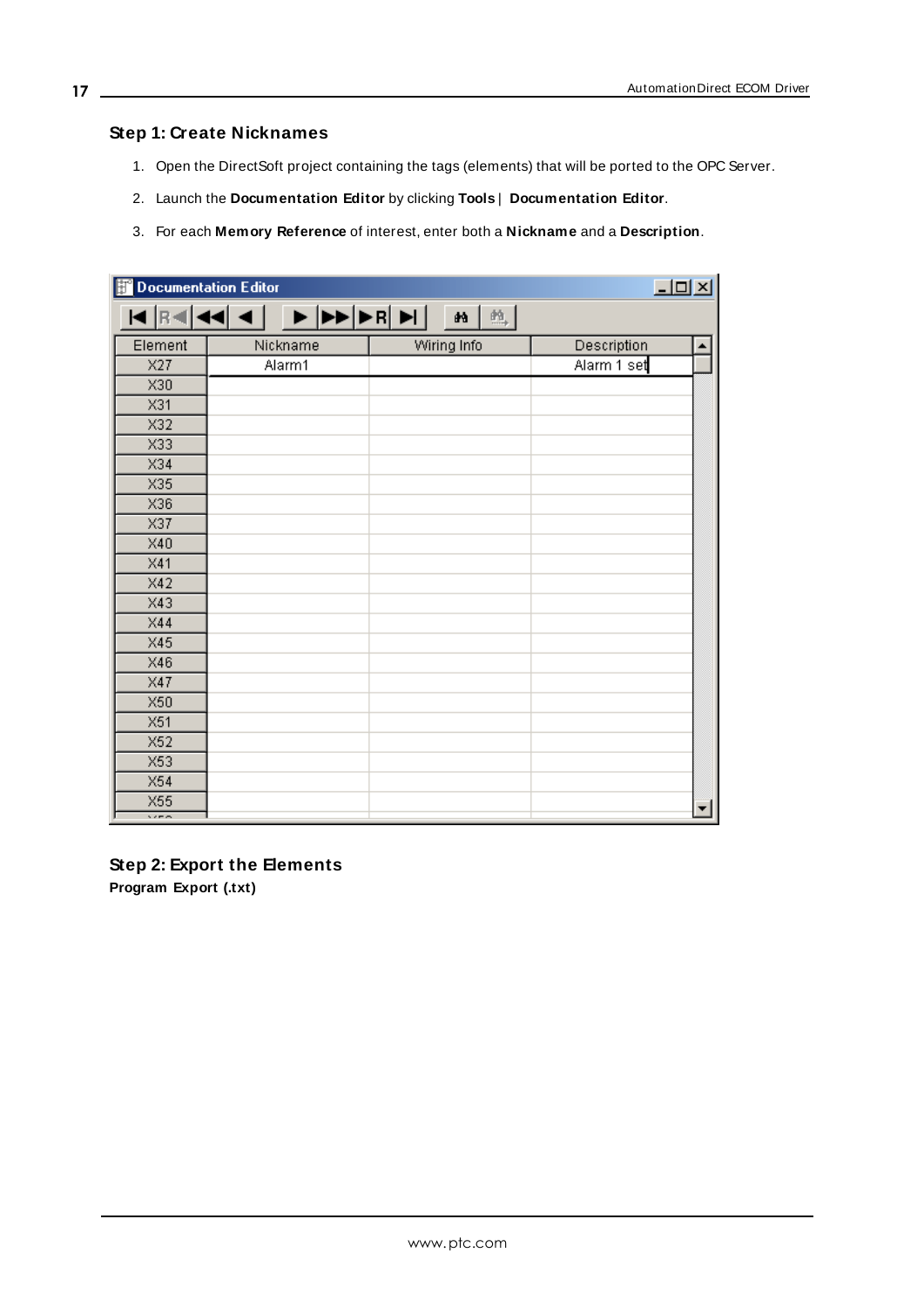### Step 1: Create Nicknames

1. Open the DirectSoft project containing the tags (elements) that will be ported to the OPC Server.
2. Launch the **Documentation Editor** by clicking **Tools** | **Documentation Editor**.
3. For each **Memory Reference** of interest, enter both a **Nickname** and a **Description**.

### Step 2: Export the Elements

**Program Export (.txt)**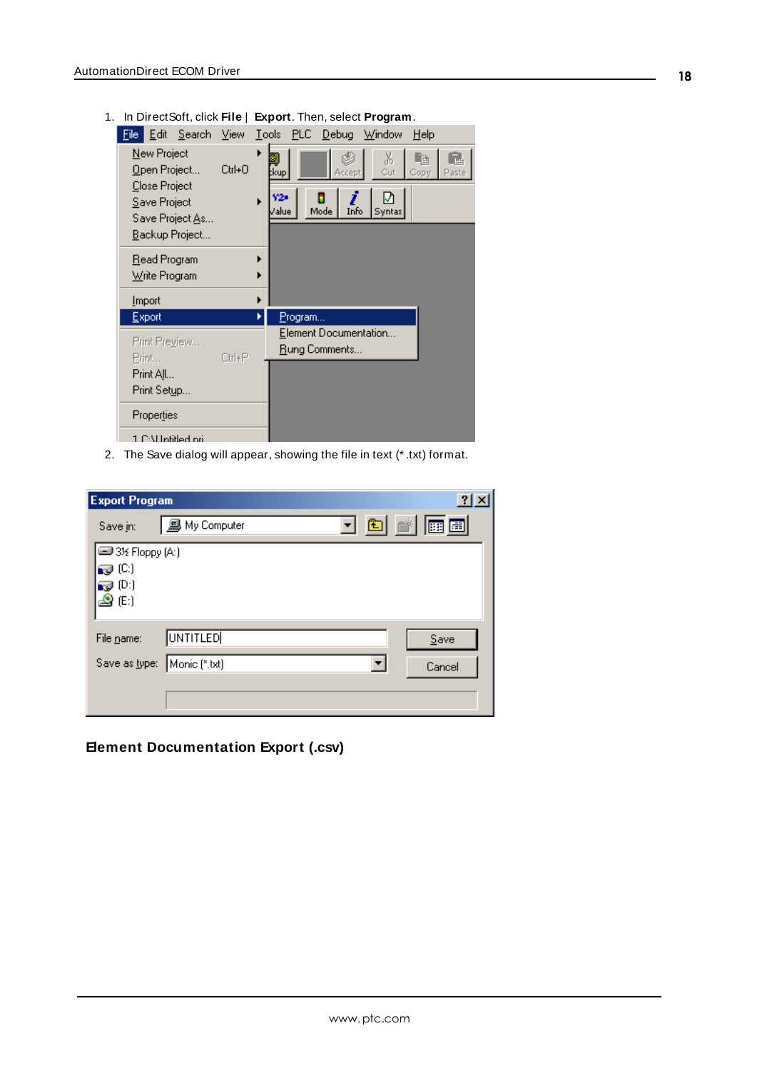1. In DirectSoft, click **File** | **Export**. Then, select **Program**.

2. The Save dialog will appear, showing the file in text (*.txt) format.

## Element Documentation Export (.csv)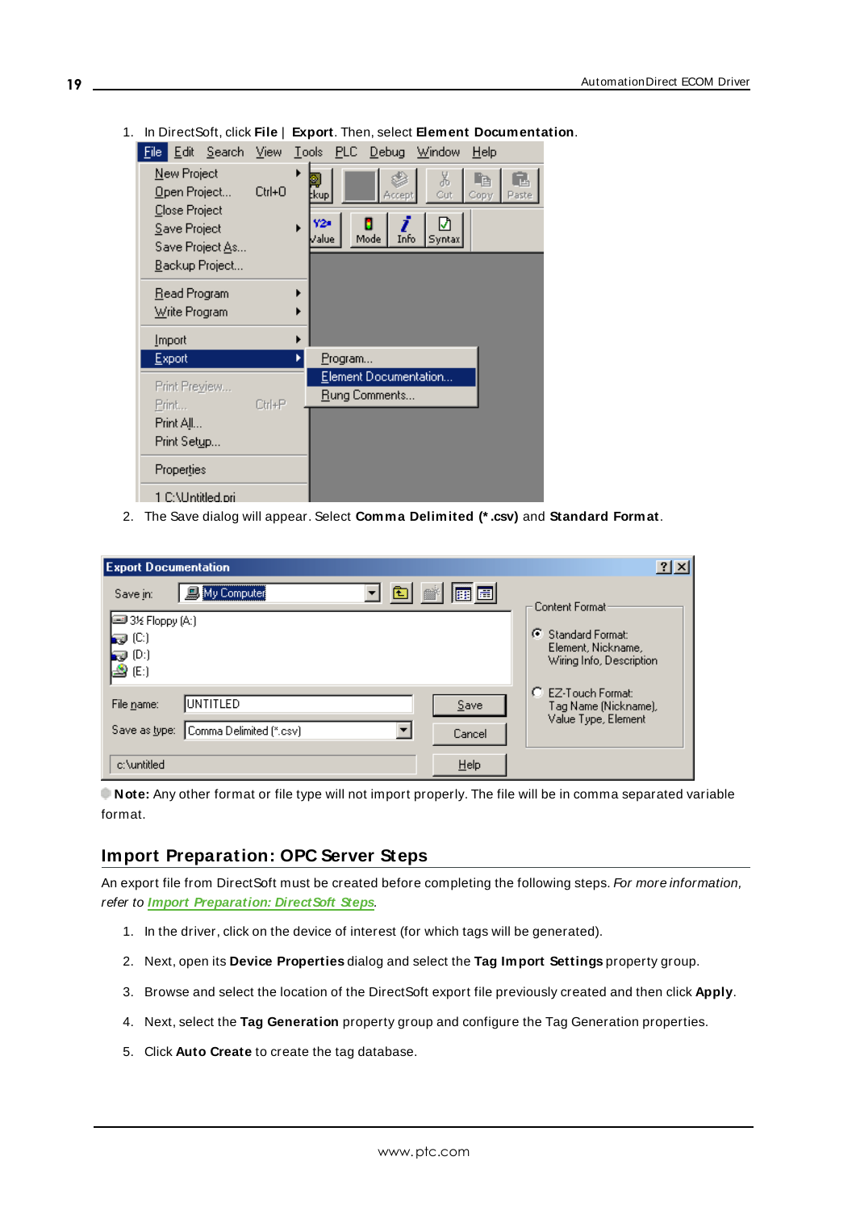1. In DirectSoft, click **File** | **Export**. Then, select **Element Documentation**.

2. The Save dialog will appear. Select **Comma Delimited (\*.csv)** and **Standard Format**.

**Note:** Any other format or file type will not import properly. The file will be in comma separated variable format.

## Import Preparation: OPC Server Steps

An export file from DirectSoft must be created before completing the following steps. *For more information, refer to* ***Import Preparation: DirectSoft Steps***.

1. In the driver, click on the device of interest (for which tags will be generated).
2. Next, open its **Device Properties** dialog and select the **Tag Import Settings** property group.
3. Browse and select the location of the DirectSoft export file previously created and then click **Apply**.
4. Next, select the **Tag Generation** property group and configure the Tag Generation properties.
5. Click **Auto Create** to create the tag database.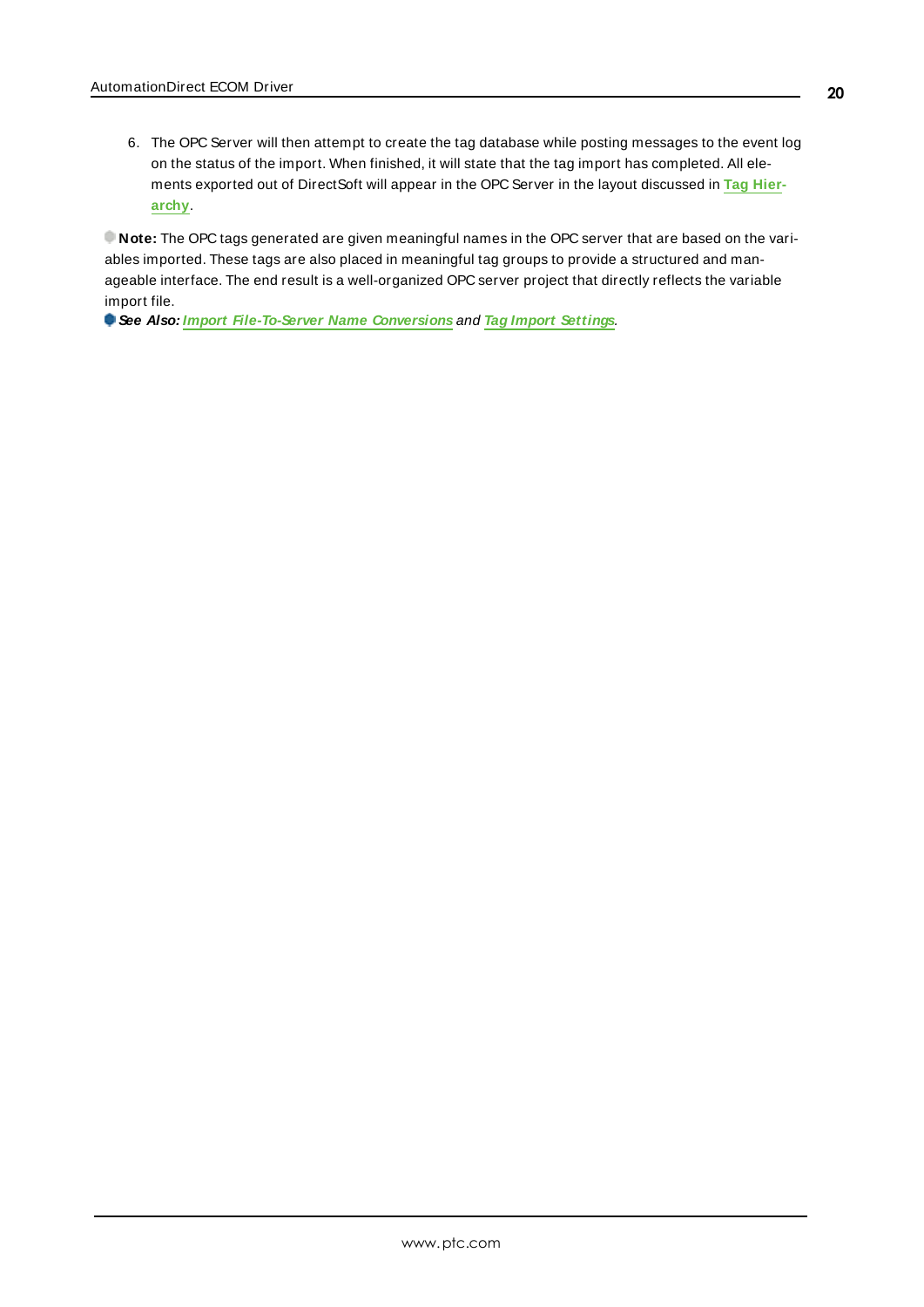6. The OPC Server will then attempt to create the tag database while posting messages to the event log on the status of the import. When finished, it will state that the tag import has completed. All elements exported out of DirectSoft will appear in the OPC Server in the layout discussed in **Tag Hierarchy**.

**Note:** The OPC tags generated are given meaningful names in the OPC server that are based on the variables imported. These tags are also placed in meaningful tag groups to provide a structured and manageable interface. The end result is a well-organized OPC server project that directly reflects the variable import file.

***See Also:*** ***Import File-To-Server Name Conversions*** *and* ***Tag Import Settings***.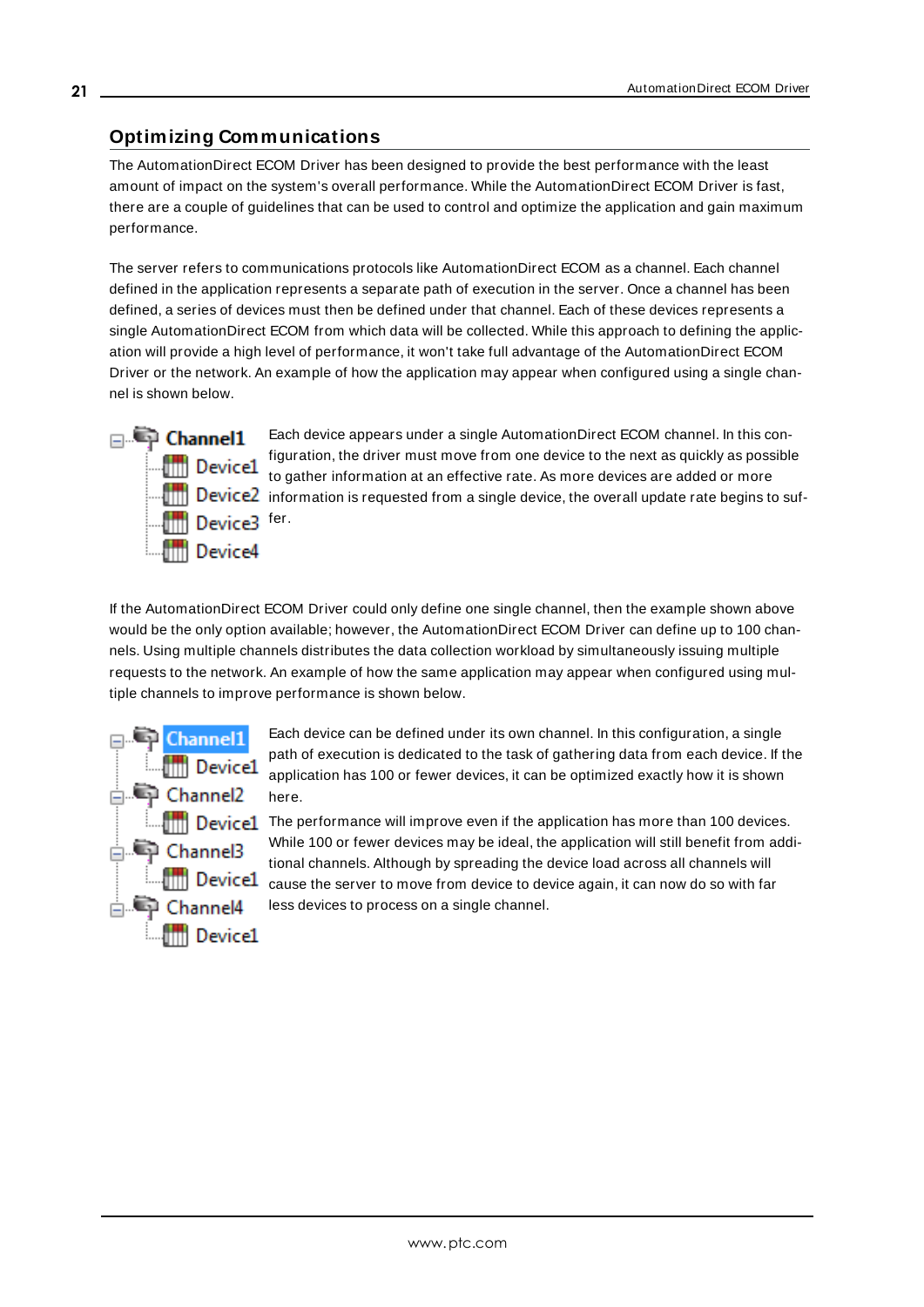## Optimizing Communications

The AutomationDirect ECOM Driver has been designed to provide the best performance with the least amount of impact on the system's overall performance. While the AutomationDirect ECOM Driver is fast, there are a couple of guidelines that can be used to control and optimize the application and gain maximum performance.

The server refers to communications protocols like AutomationDirect ECOM as a channel. Each channel defined in the application represents a separate path of execution in the server. Once a channel has been defined, a series of devices must then be defined under that channel. Each of these devices represents a single AutomationDirect ECOM from which data will be collected. While this approach to defining the application will provide a high level of performance, it won't take full advantage of the AutomationDirect ECOM Driver or the network. An example of how the application may appear when configured using a single channel is shown below.

Each device appears under a single AutomationDirect ECOM channel. In this configuration, the driver must move from one device to the next as quickly as possible to gather information at an effective rate. As more devices are added or more information is requested from a single device, the overall update rate begins to suffer.

If the AutomationDirect ECOM Driver could only define one single channel, then the example shown above would be the only option available; however, the AutomationDirect ECOM Driver can define up to 100 channels. Using multiple channels distributes the data collection workload by simultaneously issuing multiple requests to the network. An example of how the same application may appear when configured using multiple channels to improve performance is shown below.

Each device can be defined under its own channel. In this configuration, a single path of execution is dedicated to the task of gathering data from each device. If the application has 100 or fewer devices, it can be optimized exactly how it is shown here.

The performance will improve even if the application has more than 100 devices. While 100 or fewer devices may be ideal, the application will still benefit from additional channels. Although by spreading the device load across all channels will cause the server to move from device to device again, it can now do so with far less devices to process on a single channel.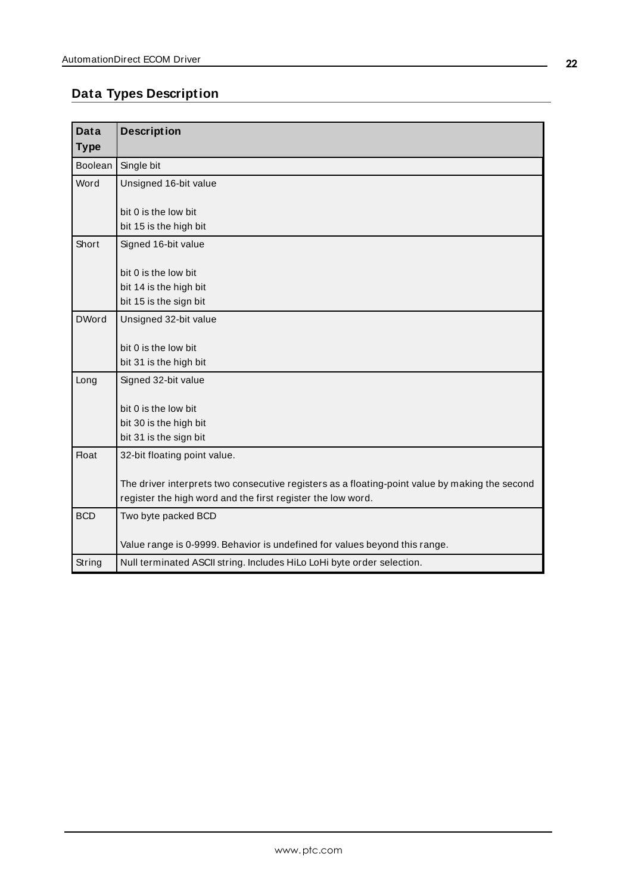## Data Types Description

| Data Type | Description |
|---|---|
| Boolean | Single bit |
| Word | Unsigned 16-bit value<br><br>bit 0 is the low bit<br>bit 15 is the high bit |
| Short | Signed 16-bit value<br><br>bit 0 is the low bit<br>bit 14 is the high bit<br>bit 15 is the sign bit |
| DWord | Unsigned 32-bit value<br><br>bit 0 is the low bit<br>bit 31 is the high bit |
| Long | Signed 32-bit value<br><br>bit 0 is the low bit<br>bit 30 is the high bit<br>bit 31 is the sign bit |
| Float | 32-bit floating point value.<br><br>The driver interprets two consecutive registers as a floating-point value by making the second register the high word and the first register the low word. |
| BCD | Two byte packed BCD<br><br>Value range is 0-9999. Behavior is undefined for values beyond this range. |
| String | Null terminated ASCII string. Includes HiLo LoHi byte order selection. |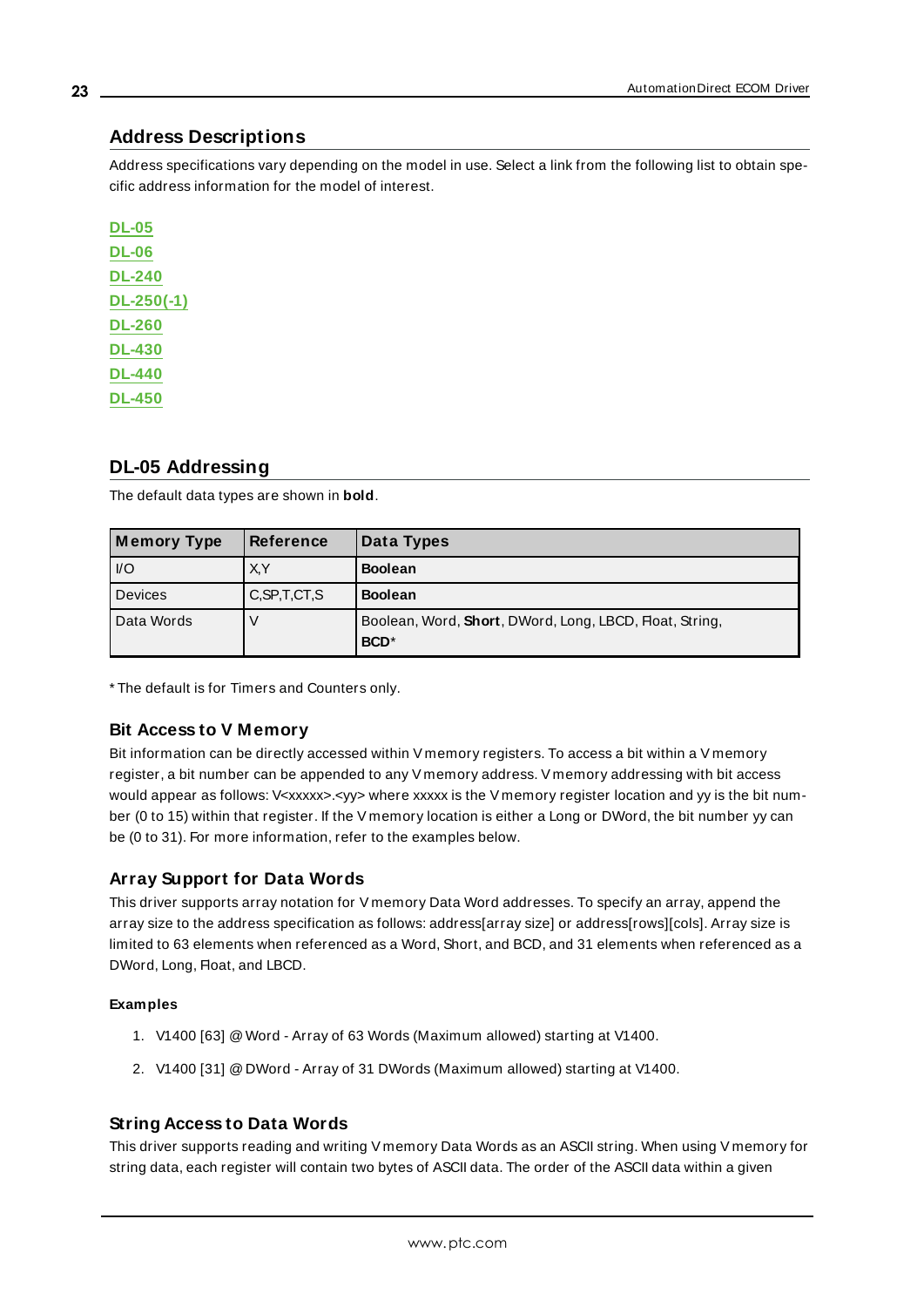## Address Descriptions

Address specifications vary depending on the model in use. Select a link from the following list to obtain specific address information for the model of interest.

**DL-05**
**DL-06**
**DL-240**
**DL-250(-1)**
**DL-260**
**DL-430**
**DL-440**
**DL-450**

## DL-05 Addressing

The default data types are shown in **bold**.

| Memory Type | Reference | Data Types |
|---|---|---|
| I/O | X,Y | **Boolean** |
| Devices | C,SP,T,CT,S | **Boolean** |
| Data Words | V | Boolean, Word, **Short**, DWord, Long, LBCD, Float, String, **BCD***  |

* The default is for Timers and Counters only.

### Bit Access to V Memory

Bit information can be directly accessed within V memory registers. To access a bit within a V memory register, a bit number can be appended to any V memory address. V memory addressing with bit access would appear as follows: V<xxxxx>.<yy> where xxxxx is the V memory register location and yy is the bit number (0 to 15) within that register. If the V memory location is either a Long or DWord, the bit number yy can be (0 to 31). For more information, refer to the examples below.

### Array Support for Data Words

This driver supports array notation for V memory Data Word addresses. To specify an array, append the array size to the address specification as follows: address[array size] or address[rows][cols]. Array size is limited to 63 elements when referenced as a Word, Short, and BCD, and 31 elements when referenced as a DWord, Long, Float, and LBCD.

#### Examples

1. V1400 [63] @ Word - Array of 63 Words (Maximum allowed) starting at V1400.
2. V1400 [31] @ DWord - Array of 31 DWords (Maximum allowed) starting at V1400.

### String Access to Data Words

This driver supports reading and writing V memory Data Words as an ASCII string. When using V memory for string data, each register will contain two bytes of ASCII data. The order of the ASCII data within a given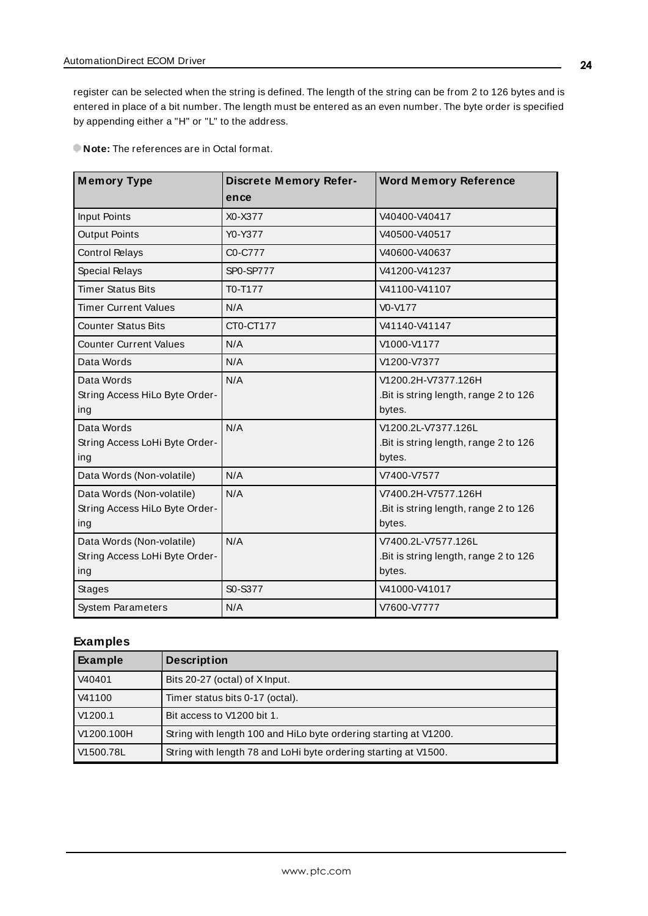register can be selected when the string is defined. The length of the string can be from 2 to 126 bytes and is entered in place of a bit number. The length must be entered as an even number. The byte order is specified by appending either a "H" or "L" to the address.

**Note:** The references are in Octal format.

| Memory Type | Discrete Memory Reference | Word Memory Reference |
|---|---|---|
| Input Points | X0-X377 | V40400-V40417 |
| Output Points | Y0-Y377 | V40500-V40517 |
| Control Relays | C0-C777 | V40600-V40637 |
| Special Relays | SP0-SP777 | V41200-V41237 |
| Timer Status Bits | T0-T177 | V41100-V41107 |
| Timer Current Values | N/A | V0-V177 |
| Counter Status Bits | CT0-CT177 | V41140-V41147 |
| Counter Current Values | N/A | V1000-V1177 |
| Data Words | N/A | V1200-V7377 |
| Data Words String Access HiLo Byte Ordering | N/A | V1200.2H-V7377.126H .Bit is string length, range 2 to 126 bytes. |
| Data Words String Access LoHi Byte Ordering | N/A | V1200.2L-V7377.126L .Bit is string length, range 2 to 126 bytes. |
| Data Words (Non-volatile) | N/A | V7400-V7577 |
| Data Words (Non-volatile) String Access HiLo Byte Ordering | N/A | V7400.2H-V7577.126H .Bit is string length, range 2 to 126 bytes. |
| Data Words (Non-volatile) String Access LoHi Byte Ordering | N/A | V7400.2L-V7577.126L .Bit is string length, range 2 to 126 bytes. |
| Stages | S0-S377 | V41000-V41017 |
| System Parameters | N/A | V7600-V7777 |

### Examples

| Example | Description |
|---|---|
| V40401 | Bits 20-27 (octal) of X Input. |
| V41100 | Timer status bits 0-17 (octal). |
| V1200.1 | Bit access to V1200 bit 1. |
| V1200.100H | String with length 100 and HiLo byte ordering starting at V1200. |
| V1500.78L | String with length 78 and LoHi byte ordering starting at V1500. |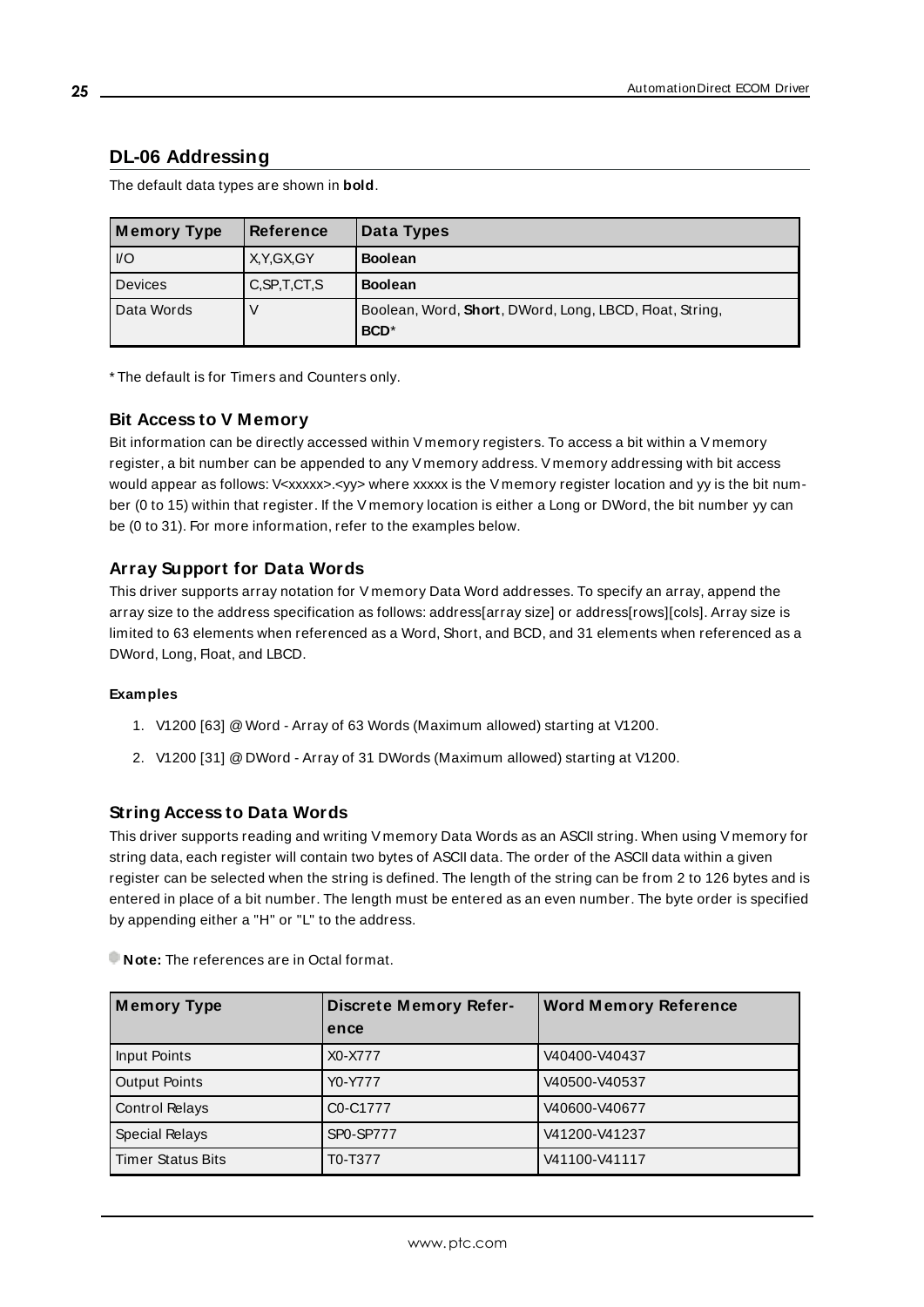## DL-06 Addressing

The default data types are shown in **bold**.

| Memory Type | Reference | Data Types |
|---|---|---|
| I/O | X,Y,GX,GY | **Boolean** |
| Devices | C,SP,T,CT,S | **Boolean** |
| Data Words | V | Boolean, Word, **Short**, DWord, Long, LBCD, Float, String, **BCD***|

* The default is for Timers and Counters only.

### Bit Access to V Memory

Bit information can be directly accessed within V memory registers. To access a bit within a V memory register, a bit number can be appended to any V memory address. V memory addressing with bit access would appear as follows: V<xxxxx>.<yy> where xxxxx is the V memory register location and yy is the bit number (0 to 15) within that register. If the V memory location is either a Long or DWord, the bit number yy can be (0 to 31). For more information, refer to the examples below.

### Array Support for Data Words

This driver supports array notation for V memory Data Word addresses. To specify an array, append the array size to the address specification as follows: address[array size] or address[rows][cols]. Array size is limited to 63 elements when referenced as a Word, Short, and BCD, and 31 elements when referenced as a DWord, Long, Float, and LBCD.

#### Examples

1. V1200 [63] @ Word - Array of 63 Words (Maximum allowed) starting at V1200.
2. V1200 [31] @ DWord - Array of 31 DWords (Maximum allowed) starting at V1200.

### String Access to Data Words

This driver supports reading and writing V memory Data Words as an ASCII string. When using V memory for string data, each register will contain two bytes of ASCII data. The order of the ASCII data within a given register can be selected when the string is defined. The length of the string can be from 2 to 126 bytes and is entered in place of a bit number. The length must be entered as an even number. The byte order is specified by appending either a "H" or "L" to the address.

**Note:** The references are in Octal format.

| Memory Type | Discrete Memory Reference | Word Memory Reference |
|---|---|---|
| Input Points | X0-X777 | V40400-V40437 |
| Output Points | Y0-Y777 | V40500-V40537 |
| Control Relays | C0-C1777 | V40600-V40677 |
| Special Relays | SP0-SP777 | V41200-V41237 |
| Timer Status Bits | T0-T377 | V41100-V41117 |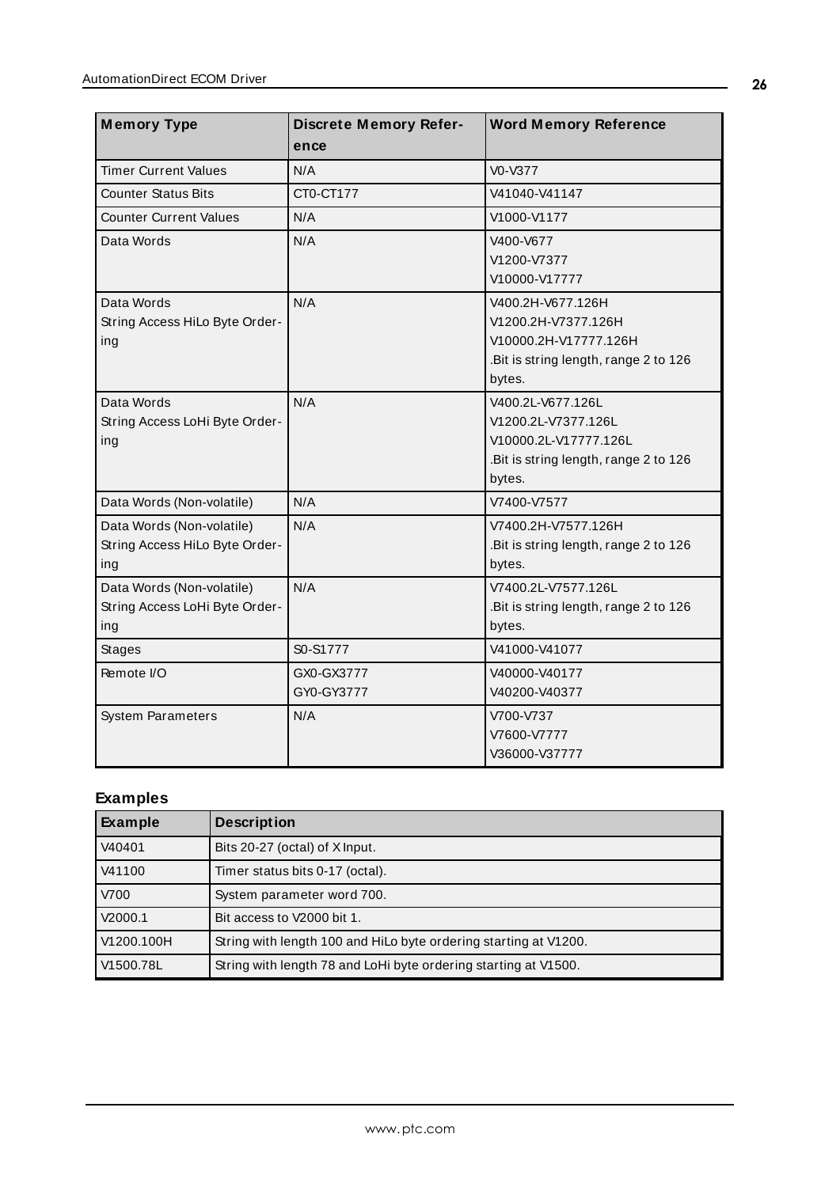| Memory Type | Discrete Memory Reference | Word Memory Reference |
|---|---|---|
| Timer Current Values | N/A | V0-V377 |
| Counter Status Bits | CT0-CT177 | V41040-V41147 |
| Counter Current Values | N/A | V1000-V1177 |
| Data Words | N/A | V400-V677<br>V1200-V7377<br>V10000-V17777 |
| Data Words<br>String Access HiLo Byte Ordering | N/A | V400.2H-V677.126H<br>V1200.2H-V7377.126H<br>V10000.2H-V17777.126H<br>.Bit is string length, range 2 to 126 bytes. |
| Data Words<br>String Access LoHi Byte Ordering | N/A | V400.2L-V677.126L<br>V1200.2L-V7377.126L<br>V10000.2L-V17777.126L<br>.Bit is string length, range 2 to 126 bytes. |
| Data Words (Non-volatile) | N/A | V7400-V7577 |
| Data Words (Non-volatile)<br>String Access HiLo Byte Ordering | N/A | V7400.2H-V7577.126H<br>.Bit is string length, range 2 to 126 bytes. |
| Data Words (Non-volatile)<br>String Access LoHi Byte Ordering | N/A | V7400.2L-V7577.126L<br>.Bit is string length, range 2 to 126 bytes. |
| Stages | S0-S1777 | V41000-V41077 |
| Remote I/O | GX0-GX3777<br>GY0-GY3777 | V40000-V40177<br>V40200-V40377 |
| System Parameters | N/A | V700-V737<br>V7600-V7777<br>V36000-V37777 |

## Examples

| Example | Description |
|---|---|
| V40401 | Bits 20-27 (octal) of X Input. |
| V41100 | Timer status bits 0-17 (octal). |
| V700 | System parameter word 700. |
| V2000.1 | Bit access to V2000 bit 1. |
| V1200.100H | String with length 100 and HiLo byte ordering starting at V1200. |
| V1500.78L | String with length 78 and LoHi byte ordering starting at V1500. |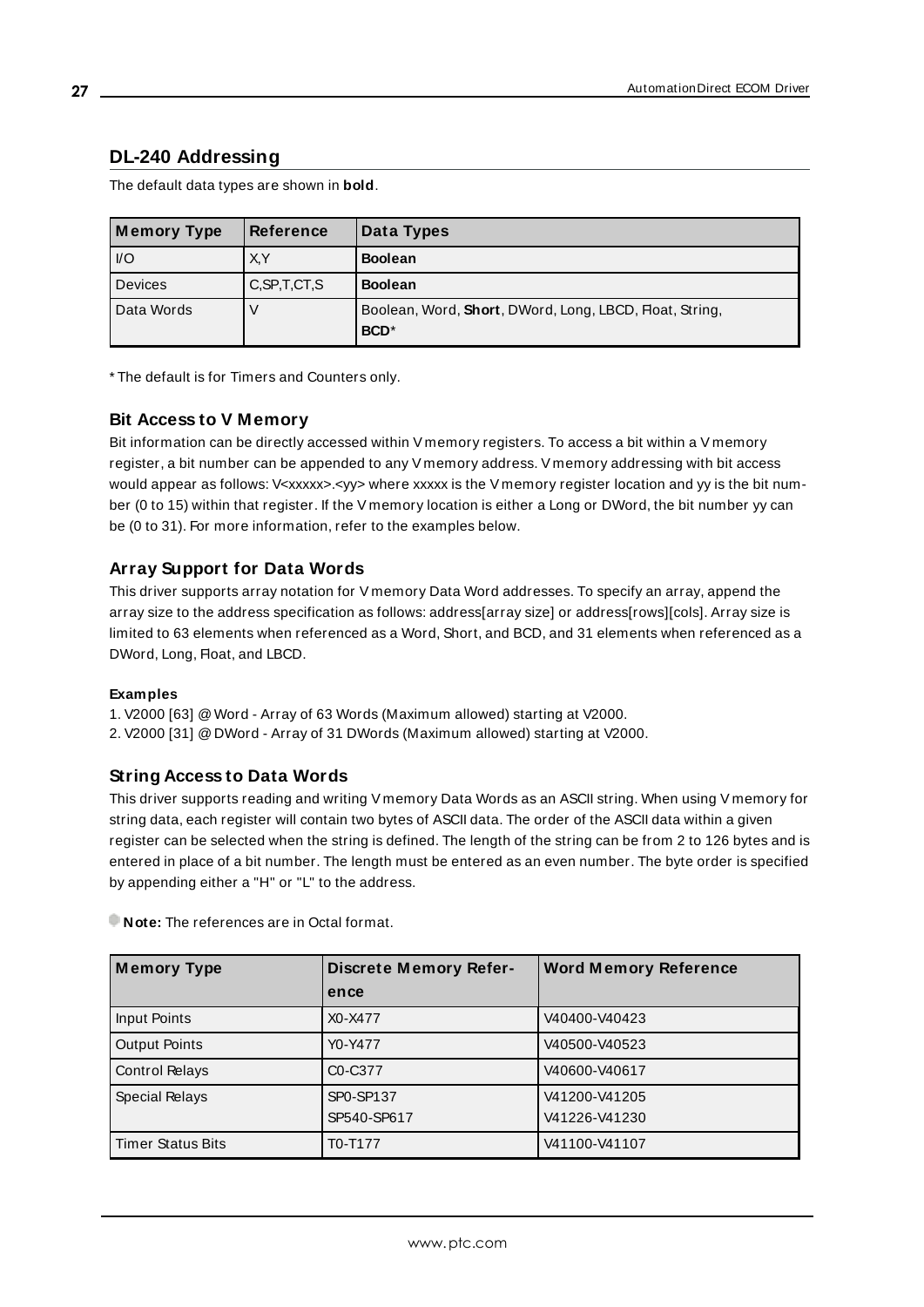## DL-240 Addressing

The default data types are shown in **bold**.

| Memory Type | Reference | Data Types |
|---|---|---|
| I/O | X,Y | **Boolean** |
| Devices | C,SP,T,CT,S | **Boolean** |
| Data Words | V | Boolean, Word, **Short**, DWord, Long, LBCD, Float, String, **BCD***  |

* The default is for Timers and Counters only.

### Bit Access to V Memory

Bit information can be directly accessed within V memory registers. To access a bit within a V memory register, a bit number can be appended to any V memory address. V memory addressing with bit access would appear as follows: V<xxxxx>.<yy> where xxxxx is the V memory register location and yy is the bit number (0 to 15) within that register. If the V memory location is either a Long or DWord, the bit number yy can be (0 to 31). For more information, refer to the examples below.

### Array Support for Data Words

This driver supports array notation for V memory Data Word addresses. To specify an array, append the array size to the address specification as follows: address[array size] or address[rows][cols]. Array size is limited to 63 elements when referenced as a Word, Short, and BCD, and 31 elements when referenced as a DWord, Long, Float, and LBCD.

#### Examples

1. V2000 [63] @ Word - Array of 63 Words (Maximum allowed) starting at V2000.
2. V2000 [31] @ DWord - Array of 31 DWords (Maximum allowed) starting at V2000.

### String Access to Data Words

This driver supports reading and writing V memory Data Words as an ASCII string. When using V memory for string data, each register will contain two bytes of ASCII data. The order of the ASCII data within a given register can be selected when the string is defined. The length of the string can be from 2 to 126 bytes and is entered in place of a bit number. The length must be entered as an even number. The byte order is specified by appending either a "H" or "L" to the address.

**Note:** The references are in Octal format.

| Memory Type | Discrete Memory Reference | Word Memory Reference |
|---|---|---|
| Input Points | X0-X477 | V40400-V40423 |
| Output Points | Y0-Y477 | V40500-V40523 |
| Control Relays | C0-C377 | V40600-V40617 |
| Special Relays | SP0-SP137<br>SP540-SP617 | V41200-V41205<br>V41226-V41230 |
| Timer Status Bits | T0-T177 | V41100-V41107 |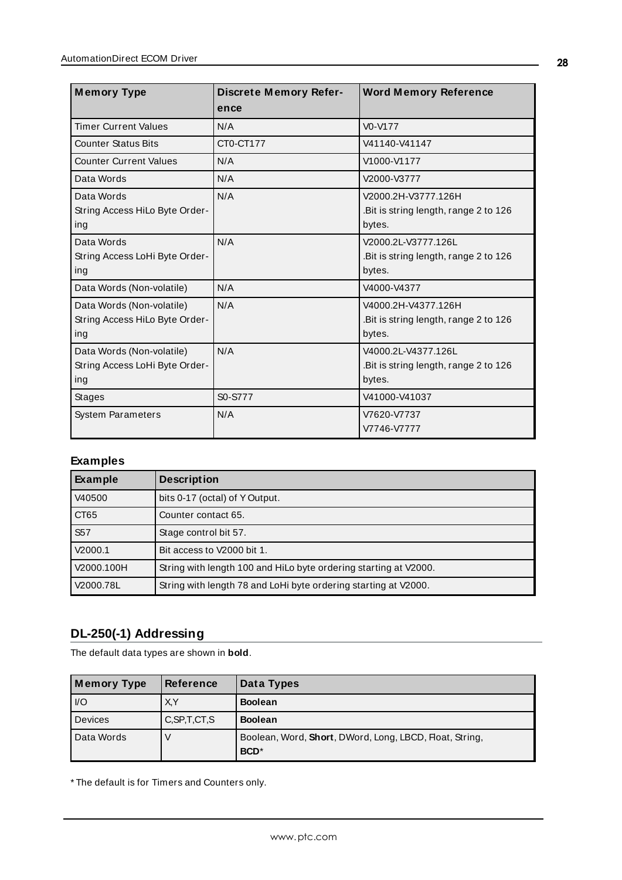| Memory Type | Discrete Memory Reference | Word Memory Reference |
| --- | --- | --- |
| Timer Current Values | N/A | V0-V177 |
| Counter Status Bits | CT0-CT177 | V41140-V41147 |
| Counter Current Values | N/A | V1000-V1177 |
| Data Words | N/A | V2000-V3777 |
| Data Words String Access HiLo Byte Ordering | N/A | V2000.2H-V3777.126H .Bit is string length, range 2 to 126 bytes. |
| Data Words String Access LoHi Byte Ordering | N/A | V2000.2L-V3777.126L .Bit is string length, range 2 to 126 bytes. |
| Data Words (Non-volatile) | N/A | V4000-V4377 |
| Data Words (Non-volatile) String Access HiLo Byte Ordering | N/A | V4000.2H-V4377.126H .Bit is string length, range 2 to 126 bytes. |
| Data Words (Non-volatile) String Access LoHi Byte Ordering | N/A | V4000.2L-V4377.126L .Bit is string length, range 2 to 126 bytes. |
| Stages | S0-S777 | V41000-V41037 |
| System Parameters | N/A | V7620-V7737 V7746-V7777 |

### Examples

| Example | Description |
| --- | --- |
| V40500 | bits 0-17 (octal) of Y Output. |
| CT65 | Counter contact 65. |
| S57 | Stage control bit 57. |
| V2000.1 | Bit access to V2000 bit 1. |
| V2000.100H | String with length 100 and HiLo byte ordering starting at V2000. |
| V2000.78L | String with length 78 and LoHi byte ordering starting at V2000. |

## DL-250(-1) Addressing

The default data types are shown in **bold**.

| Memory Type | Reference | Data Types |
| --- | --- | --- |
| I/O | X,Y | **Boolean** |
| Devices | C,SP,T,CT,S | **Boolean** |
| Data Words | V | Boolean, Word, **Short**, DWord, Long, LBCD, Float, String, **BCD***  |

* The default is for Timers and Counters only.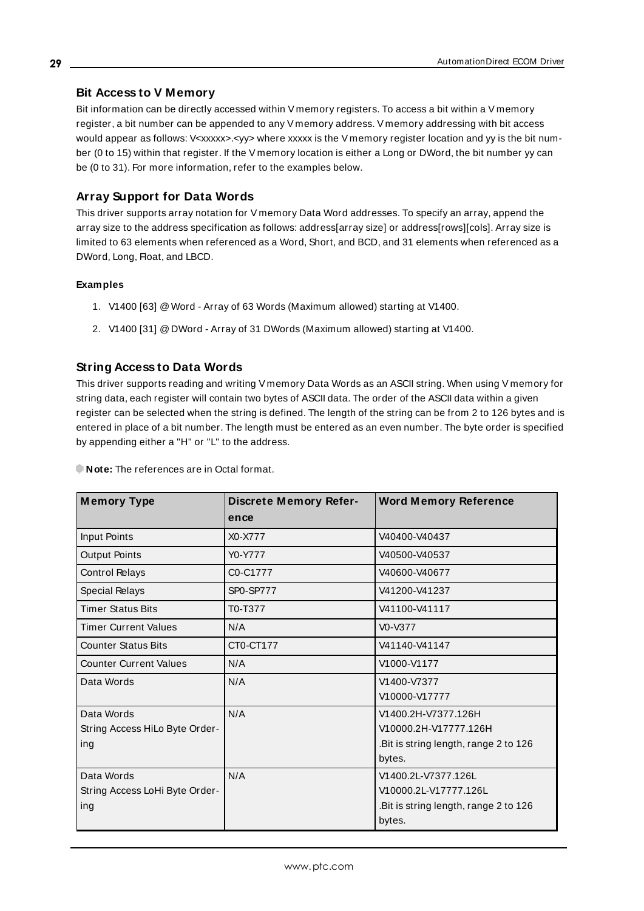## Bit Access to V Memory

Bit information can be directly accessed within V memory registers. To access a bit within a V memory register, a bit number can be appended to any V memory address. V memory addressing with bit access would appear as follows: V<xxxxx>.<yy> where xxxxx is the V memory register location and yy is the bit number (0 to 15) within that register. If the V memory location is either a Long or DWord, the bit number yy can be (0 to 31). For more information, refer to the examples below.

## Array Support for Data Words

This driver supports array notation for V memory Data Word addresses. To specify an array, append the array size to the address specification as follows: address[array size] or address[rows][cols]. Array size is limited to 63 elements when referenced as a Word, Short, and BCD, and 31 elements when referenced as a DWord, Long, Float, and LBCD.

#### Examples

1. V1400 [63] @ Word - Array of 63 Words (Maximum allowed) starting at V1400.
2. V1400 [31] @ DWord - Array of 31 DWords (Maximum allowed) starting at V1400.

## String Access to Data Words

This driver supports reading and writing V memory Data Words as an ASCII string. When using V memory for string data, each register will contain two bytes of ASCII data. The order of the ASCII data within a given register can be selected when the string is defined. The length of the string can be from 2 to 126 bytes and is entered in place of a bit number. The length must be entered as an even number. The byte order is specified by appending either a "H" or "L" to the address.

**Note:** The references are in Octal format.

| Memory Type | Discrete Memory Reference | Word Memory Reference |
|---|---|---|
| Input Points | X0-X777 | V40400-V40437 |
| Output Points | Y0-Y777 | V40500-V40537 |
| Control Relays | C0-C1777 | V40600-V40677 |
| Special Relays | SP0-SP777 | V41200-V41237 |
| Timer Status Bits | T0-T377 | V41100-V41117 |
| Timer Current Values | N/A | V0-V377 |
| Counter Status Bits | CT0-CT177 | V41140-V41147 |
| Counter Current Values | N/A | V1000-V1177 |
| Data Words | N/A | V1400-V7377<br>V10000-V17777 |
| Data Words<br>String Access HiLo Byte Ordering | N/A | V1400.2H-V7377.126H<br>V10000.2H-V17777.126H<br>.Bit is string length, range 2 to 126 bytes. |
| Data Words<br>String Access LoHi Byte Ordering | N/A | V1400.2L-V7377.126L<br>V10000.2L-V17777.126L<br>.Bit is string length, range 2 to 126 bytes. |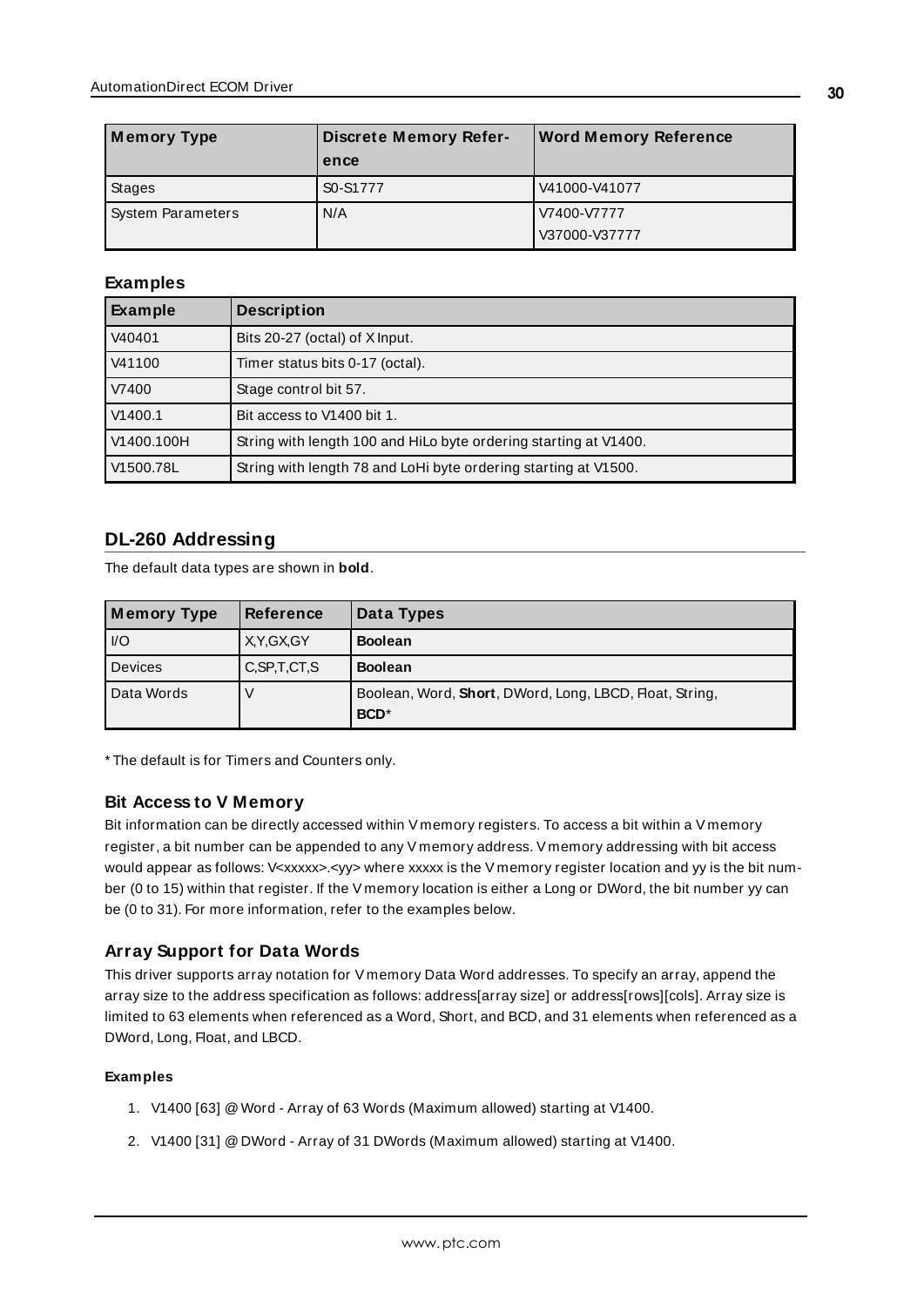| Memory Type | Discrete Memory Reference | Word Memory Reference |
|---|---|---|
| Stages | S0-S1777 | V41000-V41077 |
| System Parameters | N/A | V7400-V7777<br>V37000-V37777 |

**Examples**

| Example | Description |
|---|---|
| V40401 | Bits 20-27 (octal) of X Input. |
| V41100 | Timer status bits 0-17 (octal). |
| V7400 | Stage control bit 57. |
| V1400.1 | Bit access to V1400 bit 1. |
| V1400.100H | String with length 100 and HiLo byte ordering starting at V1400. |
| V1500.78L | String with length 78 and LoHi byte ordering starting at V1500. |

## DL-260 Addressing

The default data types are shown in **bold**.

| Memory Type | Reference | Data Types |
|---|---|---|
| I/O | X,Y,GX,GY | **Boolean** |
| Devices | C,SP,T,CT,S | **Boolean** |
| Data Words | V | Boolean, Word, **Short**, DWord, Long, LBCD, Float, String, **BCD***|

* The default is for Timers and Counters only.

### Bit Access to V Memory

Bit information can be directly accessed within V memory registers. To access a bit within a V memory register, a bit number can be appended to any V memory address. V memory addressing with bit access would appear as follows: V<xxxxx>.<yy> where xxxxx is the V memory register location and yy is the bit number (0 to 15) within that register. If the V memory location is either a Long or DWord, the bit number yy can be (0 to 31). For more information, refer to the examples below.

### Array Support for Data Words

This driver supports array notation for V memory Data Word addresses. To specify an array, append the array size to the address specification as follows: address[array size] or address[rows][cols]. Array size is limited to 63 elements when referenced as a Word, Short, and BCD, and 31 elements when referenced as a DWord, Long, Float, and LBCD.

**Examples**

1. V1400 [63] @ Word - Array of 63 Words (Maximum allowed) starting at V1400.
2. V1400 [31] @ DWord - Array of 31 DWords (Maximum allowed) starting at V1400.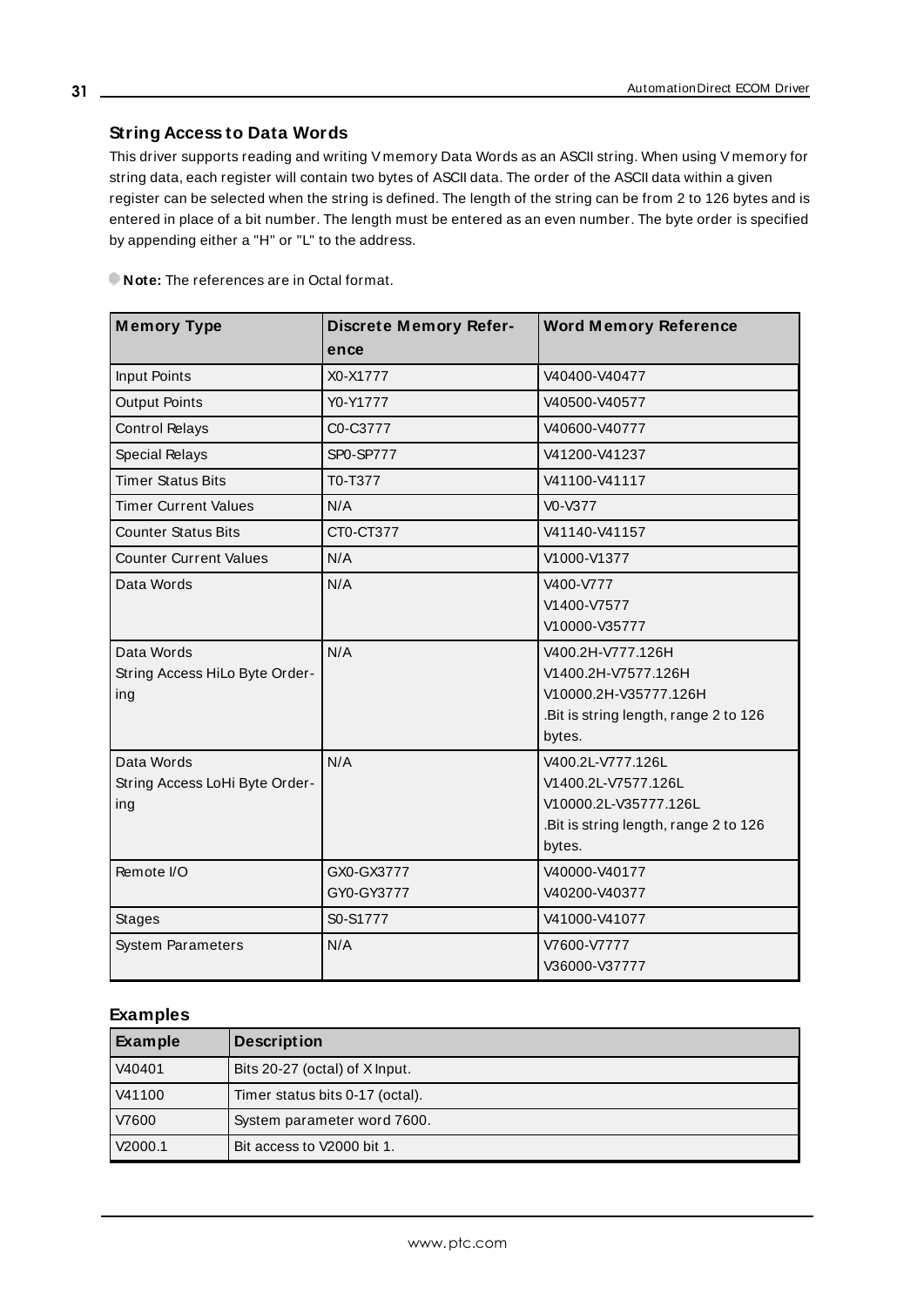### String Access to Data Words

This driver supports reading and writing V memory Data Words as an ASCII string. When using V memory for string data, each register will contain two bytes of ASCII data. The order of the ASCII data within a given register can be selected when the string is defined. The length of the string can be from 2 to 126 bytes and is entered in place of a bit number. The length must be entered as an even number. The byte order is specified by appending either a "H" or "L" to the address.

**Note:** The references are in Octal format.

| Memory Type | Discrete Memory Reference | Word Memory Reference |
|---|---|---|
| Input Points | X0-X1777 | V40400-V40477 |
| Output Points | Y0-Y1777 | V40500-V40577 |
| Control Relays | C0-C3777 | V40600-V40777 |
| Special Relays | SP0-SP777 | V41200-V41237 |
| Timer Status Bits | T0-T377 | V41100-V41117 |
| Timer Current Values | N/A | V0-V377 |
| Counter Status Bits | CT0-CT377 | V41140-V41157 |
| Counter Current Values | N/A | V1000-V1377 |
| Data Words | N/A | V400-V777<br>V1400-V7577<br>V10000-V35777 |
| Data Words<br>String Access HiLo Byte Ordering | N/A | V400.2H-V777.126H<br>V1400.2H-V7577.126H<br>V10000.2H-V35777.126H<br>.Bit is string length, range 2 to 126 bytes. |
| Data Words<br>String Access LoHi Byte Ordering | N/A | V400.2L-V777.126L<br>V1400.2L-V7577.126L<br>V10000.2L-V35777.126L<br>.Bit is string length, range 2 to 126 bytes. |
| Remote I/O | GX0-GX3777<br>GY0-GY3777 | V40000-V40177<br>V40200-V40377 |
| Stages | S0-S1777 | V41000-V41077 |
| System Parameters | N/A | V7600-V7777<br>V36000-V37777 |

### Examples

| Example | Description |
|---|---|
| V40401 | Bits 20-27 (octal) of X Input. |
| V41100 | Timer status bits 0-17 (octal). |
| V7600 | System parameter word 7600. |
| V2000.1 | Bit access to V2000 bit 1. |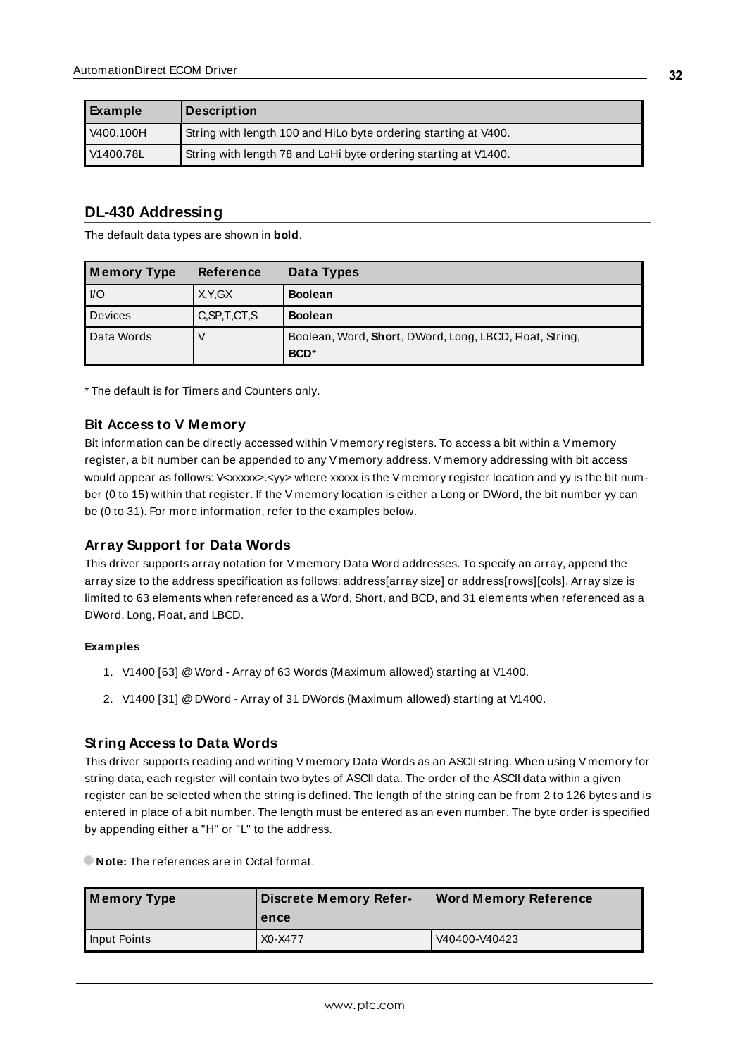| Example | Description |
| --- | --- |
| V400.100H | String with length 100 and HiLo byte ordering starting at V400. |
| V1400.78L | String with length 78 and LoHi byte ordering starting at V1400. |

## DL-430 Addressing

The default data types are shown in **bold**.

| Memory Type | Reference | Data Types |
| --- | --- | --- |
| I/O | X,Y,GX | **Boolean** |
| Devices | C,SP,T,CT,S | **Boolean** |
| Data Words | V | Boolean, Word, **Short**, DWord, Long, LBCD, Float, String, **BCD***|

* The default is for Timers and Counters only.

### Bit Access to V Memory

Bit information can be directly accessed within V memory registers. To access a bit within a V memory register, a bit number can be appended to any V memory address. V memory addressing with bit access would appear as follows: V<xxxxx>.<yy> where xxxxx is the V memory register location and yy is the bit number (0 to 15) within that register. If the V memory location is either a Long or DWord, the bit number yy can be (0 to 31). For more information, refer to the examples below.

### Array Support for Data Words

This driver supports array notation for V memory Data Word addresses. To specify an array, append the array size to the address specification as follows: address[array size] or address[rows][cols]. Array size is limited to 63 elements when referenced as a Word, Short, and BCD, and 31 elements when referenced as a DWord, Long, Float, and LBCD.

#### Examples

1. V1400 [63] @ Word - Array of 63 Words (Maximum allowed) starting at V1400.
2. V1400 [31] @ DWord - Array of 31 DWords (Maximum allowed) starting at V1400.

### String Access to Data Words

This driver supports reading and writing V memory Data Words as an ASCII string. When using V memory for string data, each register will contain two bytes of ASCII data. The order of the ASCII data within a given register can be selected when the string is defined. The length of the string can be from 2 to 126 bytes and is entered in place of a bit number. The length must be entered as an even number. The byte order is specified by appending either a "H" or "L" to the address.

**Note:** The references are in Octal format.

| Memory Type | Discrete Memory Reference | Word Memory Reference |
| --- | --- | --- |
| Input Points | X0-X477 | V40400-V40423 |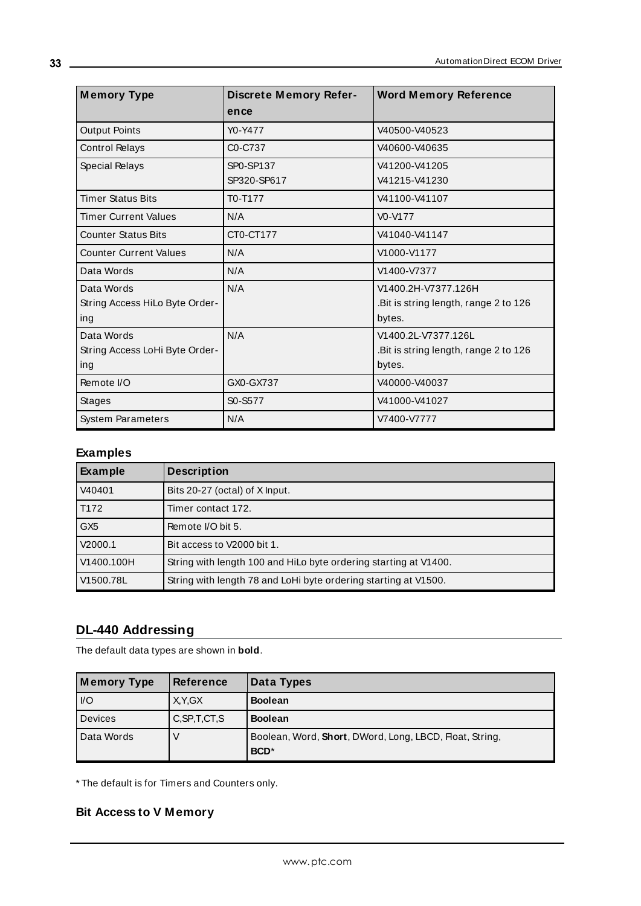| Memory Type | Discrete Memory Reference | Word Memory Reference |
|---|---|---|
| Output Points | Y0-Y477 | V40500-V40523 |
| Control Relays | C0-C737 | V40600-V40635 |
| Special Relays | SP0-SP137<br>SP320-SP617 | V41200-V41205<br>V41215-V41230 |
| Timer Status Bits | T0-T177 | V41100-V41107 |
| Timer Current Values | N/A | V0-V177 |
| Counter Status Bits | CT0-CT177 | V41040-V41147 |
| Counter Current Values | N/A | V1000-V1177 |
| Data Words | N/A | V1400-V7377 |
| Data Words<br>String Access HiLo Byte Ordering | N/A | V1400.2H-V7377.126H<br>.Bit is string length, range 2 to 126 bytes. |
| Data Words<br>String Access LoHi Byte Ordering | N/A | V1400.2L-V7377.126L<br>.Bit is string length, range 2 to 126 bytes. |
| Remote I/O | GX0-GX737 | V40000-V40037 |
| Stages | S0-S577 | V41000-V41027 |
| System Parameters | N/A | V7400-V7777 |

### Examples

| Example | Description |
|---|---|
| V40401 | Bits 20-27 (octal) of X Input. |
| T172 | Timer contact 172. |
| GX5 | Remote I/O bit 5. |
| V2000.1 | Bit access to V2000 bit 1. |
| V1400.100H | String with length 100 and HiLo byte ordering starting at V1400. |
| V1500.78L | String with length 78 and LoHi byte ordering starting at V1500. |

## DL-440 Addressing

The default data types are shown in **bold**.

| Memory Type | Reference | Data Types |
|---|---|---|
| I/O | X,Y,GX | **Boolean** |
| Devices | C,SP,T,CT,S | **Boolean** |
| Data Words | V | Boolean, Word, **Short**, DWord, Long, LBCD, Float, String, **BCD***

\* The default is for Timers and Counters only.

### Bit Access to V Memory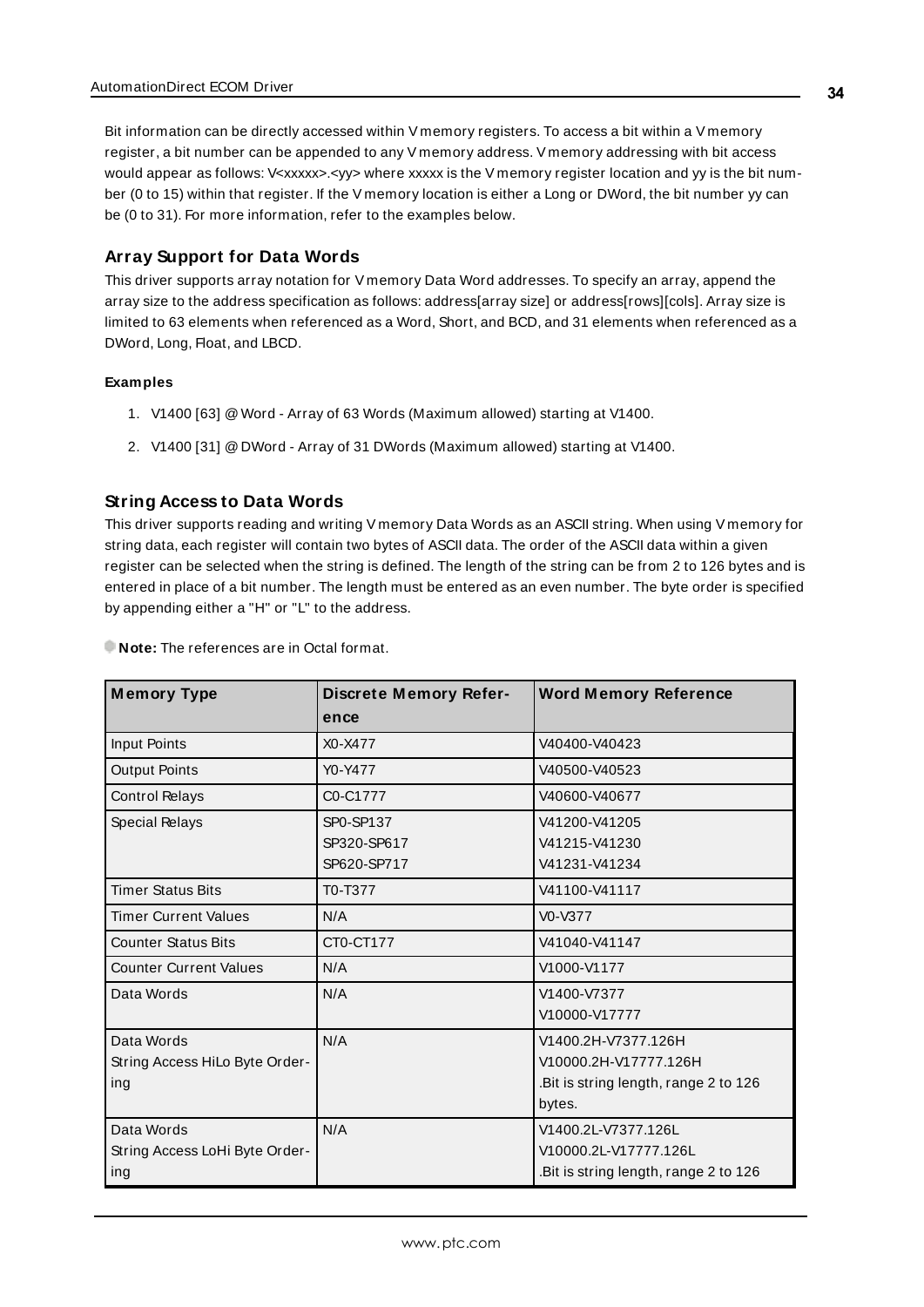Bit information can be directly accessed within V memory registers. To access a bit within a V memory register, a bit number can be appended to any V memory address. V memory addressing with bit access would appear as follows: V<xxxxx>.<yy> where xxxxx is the V memory register location and yy is the bit number (0 to 15) within that register. If the V memory location is either a Long or DWord, the bit number yy can be (0 to 31). For more information, refer to the examples below.

### Array Support for Data Words

This driver supports array notation for V memory Data Word addresses. To specify an array, append the array size to the address specification as follows: address[array size] or address[rows][cols]. Array size is limited to 63 elements when referenced as a Word, Short, and BCD, and 31 elements when referenced as a DWord, Long, Float, and LBCD.

#### Examples

1. V1400 [63] @ Word - Array of 63 Words (Maximum allowed) starting at V1400.
2. V1400 [31] @ DWord - Array of 31 DWords (Maximum allowed) starting at V1400.

### String Access to Data Words

This driver supports reading and writing V memory Data Words as an ASCII string. When using V memory for string data, each register will contain two bytes of ASCII data. The order of the ASCII data within a given register can be selected when the string is defined. The length of the string can be from 2 to 126 bytes and is entered in place of a bit number. The length must be entered as an even number. The byte order is specified by appending either a "H" or "L" to the address.

**Note:** The references are in Octal format.

| Memory Type | Discrete Memory Reference | Word Memory Reference |
|---|---|---|
| Input Points | X0-X477 | V40400-V40423 |
| Output Points | Y0-Y477 | V40500-V40523 |
| Control Relays | C0-C1777 | V40600-V40677 |
| Special Relays | SP0-SP137<br>SP320-SP617<br>SP620-SP717 | V41200-V41205<br>V41215-V41230<br>V41231-V41234 |
| Timer Status Bits | T0-T377 | V41100-V41117 |
| Timer Current Values | N/A | V0-V377 |
| Counter Status Bits | CT0-CT177 | V41040-V41147 |
| Counter Current Values | N/A | V1000-V1177 |
| Data Words | N/A | V1400-V7377<br>V10000-V17777 |
| Data Words<br>String Access HiLo Byte Ordering | N/A | V1400.2H-V7377.126H<br>V10000.2H-V17777.126H<br>.Bit is string length, range 2 to 126 bytes. |
| Data Words<br>String Access LoHi Byte Ordering | N/A | V1400.2L-V7377.126L<br>V10000.2L-V17777.126L<br>.Bit is string length, range 2 to 126 |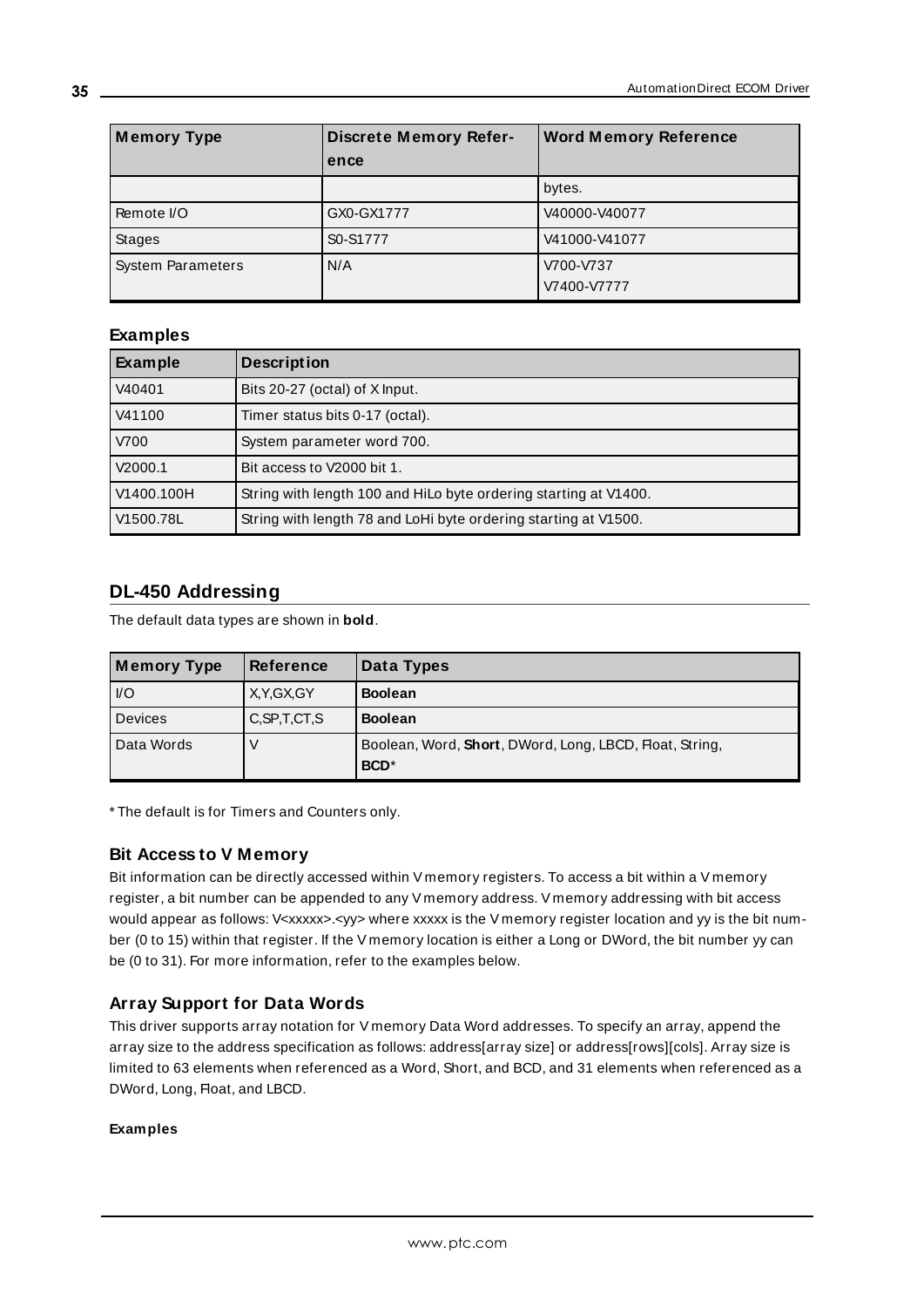| Memory Type | Discrete Memory Reference | Word Memory Reference |
|---|---|---|
| | | bytes. |
| Remote I/O | GX0-GX1777 | V40000-V40077 |
| Stages | S0-S1777 | V41000-V41077 |
| System Parameters | N/A | V700-V737<br>V7400-V7777 |

### Examples

| Example | Description |
|---|---|
| V40401 | Bits 20-27 (octal) of X Input. |
| V41100 | Timer status bits 0-17 (octal). |
| V700 | System parameter word 700. |
| V2000.1 | Bit access to V2000 bit 1. |
| V1400.100H | String with length 100 and HiLo byte ordering starting at V1400. |
| V1500.78L | String with length 78 and LoHi byte ordering starting at V1500. |

## DL-450 Addressing

The default data types are shown in **bold**.

| Memory Type | Reference | Data Types |
|---|---|---|
| I/O | X,Y,GX,GY | **Boolean** |
| Devices | C,SP,T,CT,S | **Boolean** |
| Data Words | V | Boolean, Word, **Short**, DWord, Long, LBCD, Float, String, **BCD***|

* The default is for Timers and Counters only.

### Bit Access to V Memory

Bit information can be directly accessed within V memory registers. To access a bit within a V memory register, a bit number can be appended to any V memory address. V memory addressing with bit access would appear as follows: V<xxxxx>.<yy> where xxxxx is the V memory register location and yy is the bit number (0 to 15) within that register. If the V memory location is either a Long or DWord, the bit number yy can be (0 to 31). For more information, refer to the examples below.

### Array Support for Data Words

This driver supports array notation for V memory Data Word addresses. To specify an array, append the array size to the address specification as follows: address[array size] or address[rows][cols]. Array size is limited to 63 elements when referenced as a Word, Short, and BCD, and 31 elements when referenced as a DWord, Long, Float, and LBCD.

#### Examples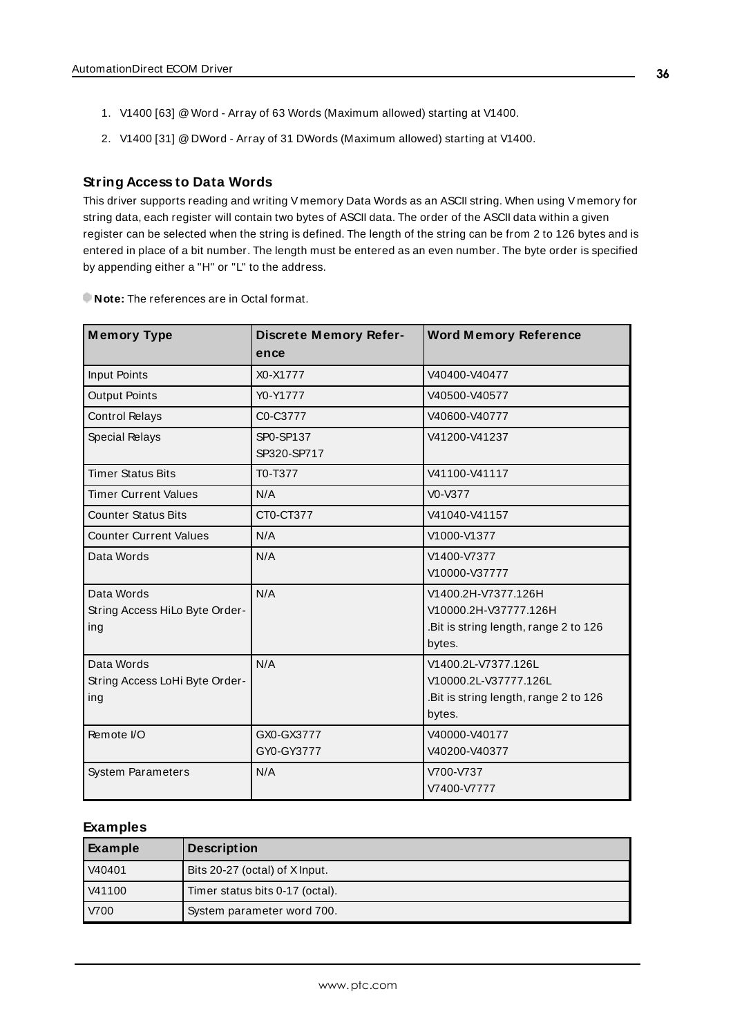1. V1400 [63] @ Word - Array of 63 Words (Maximum allowed) starting at V1400.
2. V1400 [31] @ DWord - Array of 31 DWords (Maximum allowed) starting at V1400.

### String Access to Data Words

This driver supports reading and writing V memory Data Words as an ASCII string. When using V memory for string data, each register will contain two bytes of ASCII data. The order of the ASCII data within a given register can be selected when the string is defined. The length of the string can be from 2 to 126 bytes and is entered in place of a bit number. The length must be entered as an even number. The byte order is specified by appending either a "H" or "L" to the address.

**Note:** The references are in Octal format.

| Memory Type | Discrete Memory Reference | Word Memory Reference |
|---|---|---|
| Input Points | X0-X1777 | V40400-V40477 |
| Output Points | Y0-Y1777 | V40500-V40577 |
| Control Relays | C0-C3777 | V40600-V40777 |
| Special Relays | SP0-SP137<br>SP320-SP717 | V41200-V41237 |
| Timer Status Bits | T0-T377 | V41100-V41117 |
| Timer Current Values | N/A | V0-V377 |
| Counter Status Bits | CT0-CT377 | V41040-V41157 |
| Counter Current Values | N/A | V1000-V1377 |
| Data Words | N/A | V1400-V7377<br>V10000-V37777 |
| Data Words<br>String Access HiLo Byte Ordering | N/A | V1400.2H-V7377.126H<br>V10000.2H-V37777.126H<br>.Bit is string length, range 2 to 126 bytes. |
| Data Words<br>String Access LoHi Byte Ordering | N/A | V1400.2L-V7377.126L<br>V10000.2L-V37777.126L<br>.Bit is string length, range 2 to 126 bytes. |
| Remote I/O | GX0-GX3777<br>GY0-GY3777 | V40000-V40177<br>V40200-V40377 |
| System Parameters | N/A | V700-V737<br>V7400-V7777 |

### Examples

| Example | Description |
|---|---|
| V40401 | Bits 20-27 (octal) of X Input. |
| V41100 | Timer status bits 0-17 (octal). |
| V700 | System parameter word 700. |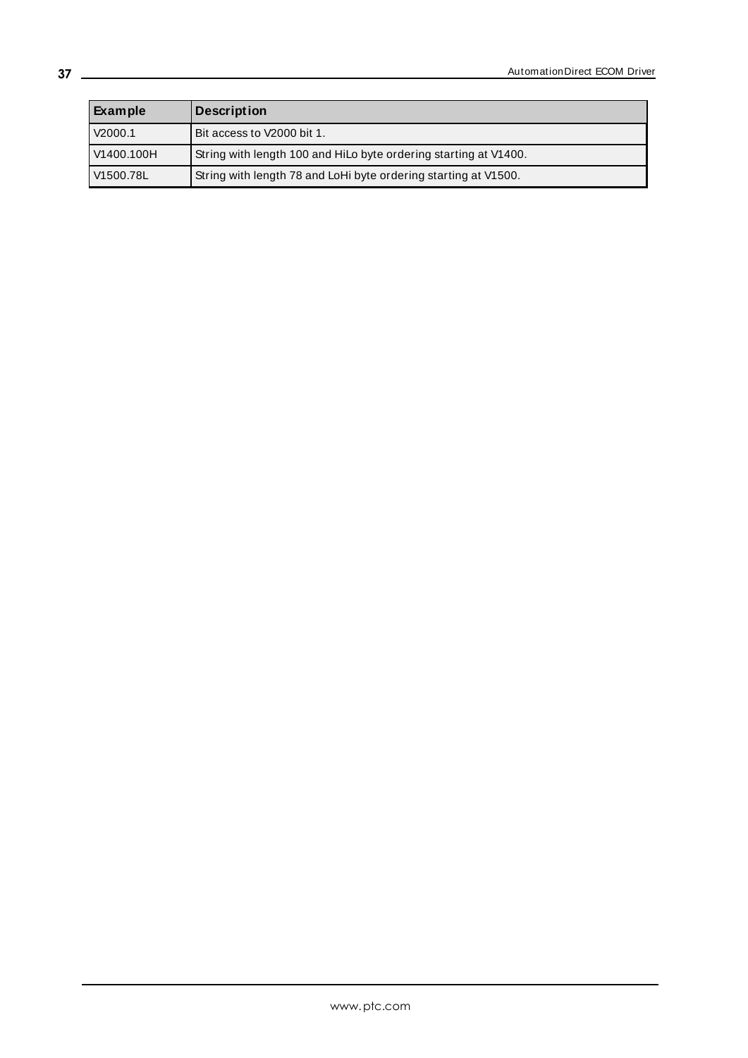| Example | Description |
| --- | --- |
| V2000.1 | Bit access to V2000 bit 1. |
| V1400.100H | String with length 100 and HiLo byte ordering starting at V1400. |
| V1500.78L | String with length 78 and LoHi byte ordering starting at V1500. |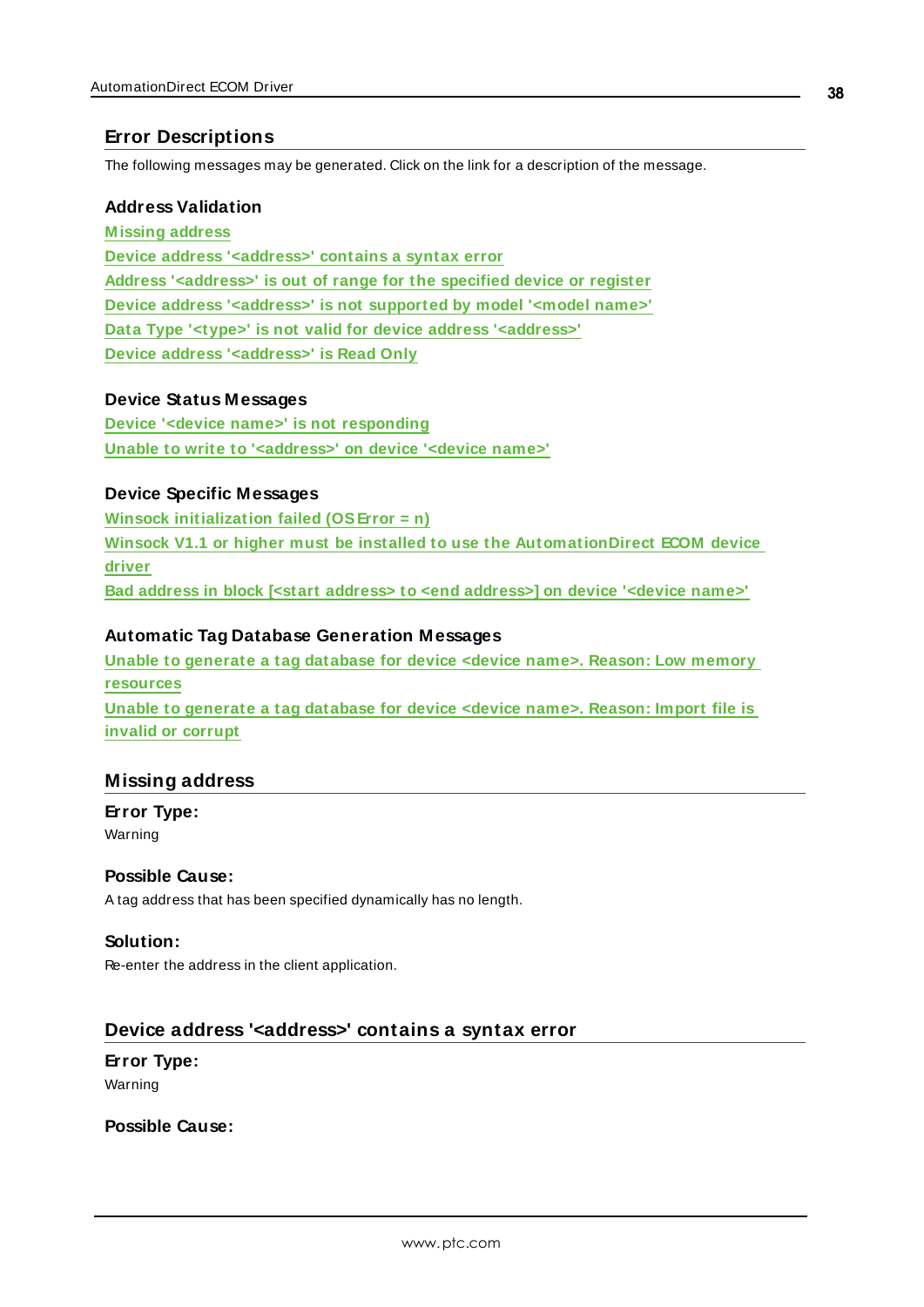## Error Descriptions

The following messages may be generated. Click on the link for a description of the message.

### Address Validation

Missing address
Device address '<address>' contains a syntax error
Address '<address>' is out of range for the specified device or register
Device address '<address>' is not supported by model '<model name>'
Data Type '<type>' is not valid for device address '<address>'
Device address '<address>' is Read Only

### Device Status Messages

Device '<device name>' is not responding
Unable to write to '<address>' on device '<device name>'

### Device Specific Messages

Winsock initialization failed (OS Error = n)
Winsock V1.1 or higher must be installed to use the AutomationDirect ECOM device driver
Bad address in block [<start address> to <end address>] on device '<device name>'

### Automatic Tag Database Generation Messages

Unable to generate a tag database for device <device name>. Reason: Low memory resources
Unable to generate a tag database for device <device name>. Reason: Import file is invalid or corrupt

## Missing address

**Error Type:**
Warning

**Possible Cause:**
A tag address that has been specified dynamically has no length.

**Solution:**
Re-enter the address in the client application.

## Device address '<address>' contains a syntax error

**Error Type:**
Warning

**Possible Cause:**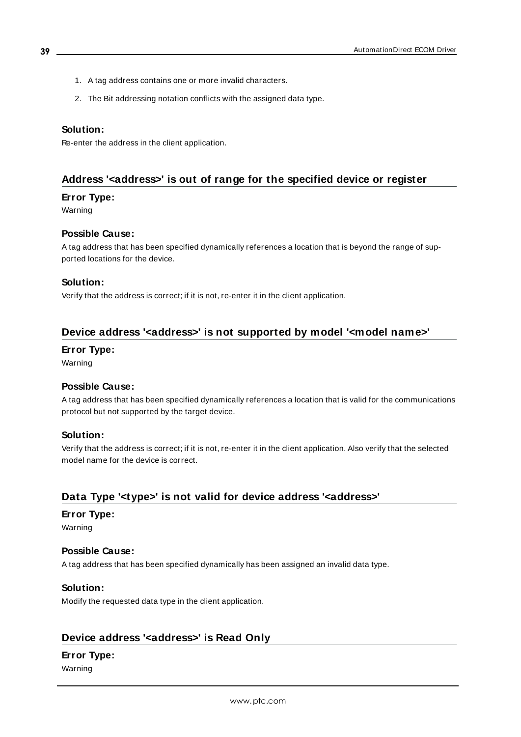1. A tag address contains one or more invalid characters.
2. The Bit addressing notation conflicts with the assigned data type.

**Solution:**

Re-enter the address in the client application.

## Address '<address>' is out of range for the specified device or register

**Error Type:**

Warning

**Possible Cause:**

A tag address that has been specified dynamically references a location that is beyond the range of supported locations for the device.

**Solution:**

Verify that the address is correct; if it is not, re-enter it in the client application.

## Device address '<address>' is not supported by model '<model name>'

**Error Type:**

Warning

**Possible Cause:**

A tag address that has been specified dynamically references a location that is valid for the communications protocol but not supported by the target device.

**Solution:**

Verify that the address is correct; if it is not, re-enter it in the client application. Also verify that the selected model name for the device is correct.

## Data Type '<type>' is not valid for device address '<address>'

**Error Type:**

Warning

**Possible Cause:**

A tag address that has been specified dynamically has been assigned an invalid data type.

**Solution:**

Modify the requested data type in the client application.

## Device address '<address>' is Read Only

**Error Type:**

Warning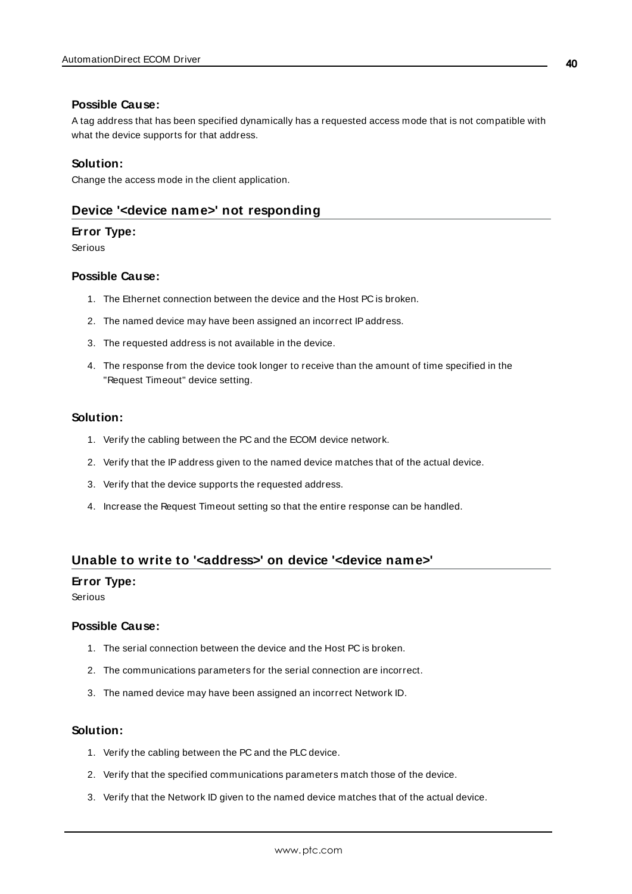#### Possible Cause:

A tag address that has been specified dynamically has a requested access mode that is not compatible with what the device supports for that address.

#### Solution:

Change the access mode in the client application.

### Device '<device name>' not responding

#### Error Type:

Serious

#### Possible Cause:

1. The Ethernet connection between the device and the Host PC is broken.
2. The named device may have been assigned an incorrect IP address.
3. The requested address is not available in the device.
4. The response from the device took longer to receive than the amount of time specified in the "Request Timeout" device setting.

#### Solution:

1. Verify the cabling between the PC and the ECOM device network.
2. Verify that the IP address given to the named device matches that of the actual device.
3. Verify that the device supports the requested address.
4. Increase the Request Timeout setting so that the entire response can be handled.

### Unable to write to '<address>' on device '<device name>'

#### Error Type:

Serious

#### Possible Cause:

1. The serial connection between the device and the Host PC is broken.
2. The communications parameters for the serial connection are incorrect.
3. The named device may have been assigned an incorrect Network ID.

#### Solution:

1. Verify the cabling between the PC and the PLC device.
2. Verify that the specified communications parameters match those of the device.
3. Verify that the Network ID given to the named device matches that of the actual device.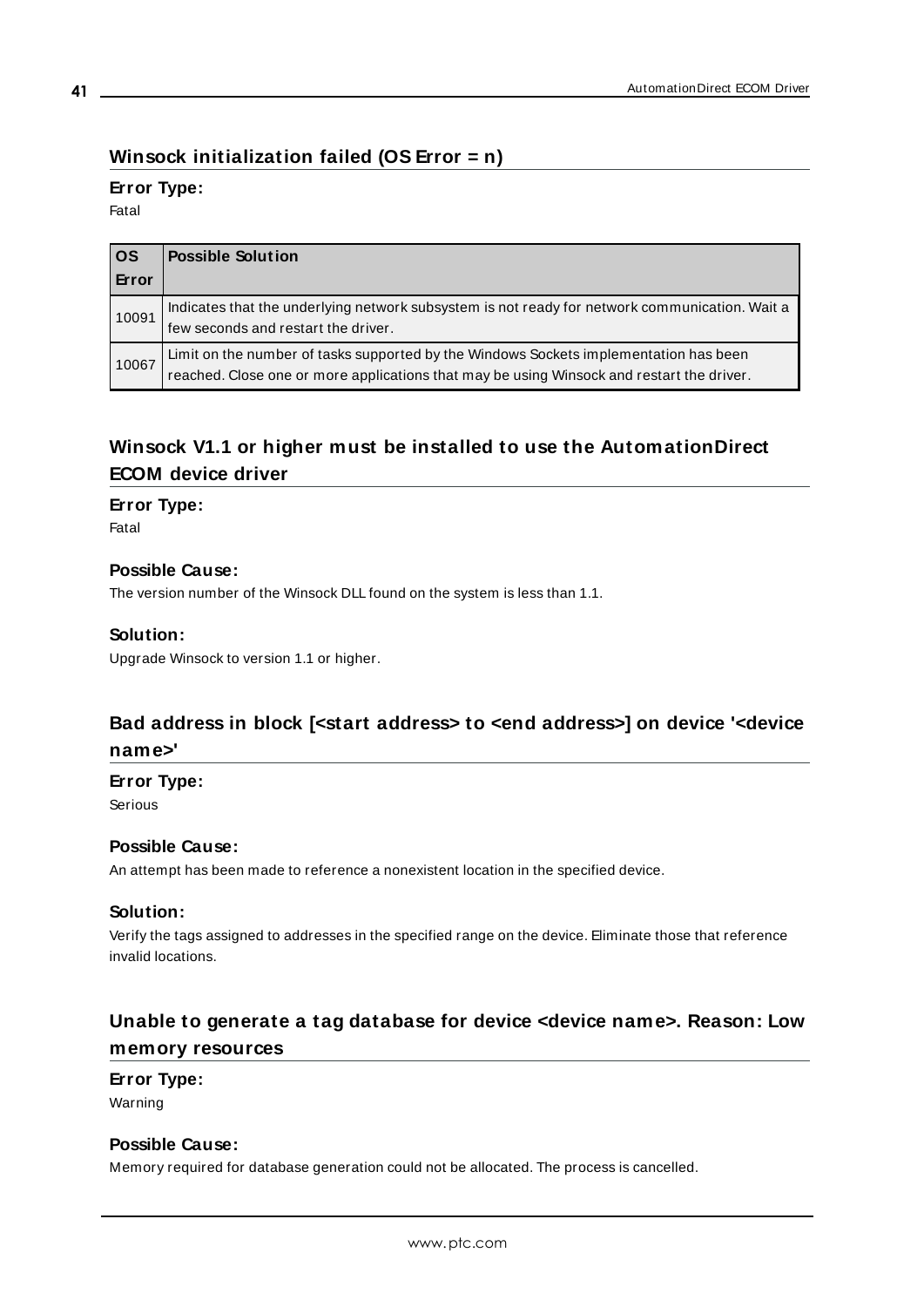## Winsock initialization failed (OS Error = n)

**Error Type:**
Fatal

| OS Error | Possible Solution |
|---|---|
| 10091 | Indicates that the underlying network subsystem is not ready for network communication. Wait a few seconds and restart the driver. |
| 10067 | Limit on the number of tasks supported by the Windows Sockets implementation has been reached. Close one or more applications that may be using Winsock and restart the driver. |

## Winsock V1.1 or higher must be installed to use the AutomationDirect ECOM device driver

**Error Type:**
Fatal

**Possible Cause:**
The version number of the Winsock DLL found on the system is less than 1.1.

**Solution:**
Upgrade Winsock to version 1.1 or higher.

## Bad address in block [<start address> to <end address>] on device '<device name>'

**Error Type:**
Serious

**Possible Cause:**
An attempt has been made to reference a nonexistent location in the specified device.

**Solution:**
Verify the tags assigned to addresses in the specified range on the device. Eliminate those that reference invalid locations.

## Unable to generate a tag database for device <device name>. Reason: Low memory resources

**Error Type:**
Warning

**Possible Cause:**
Memory required for database generation could not be allocated. The process is cancelled.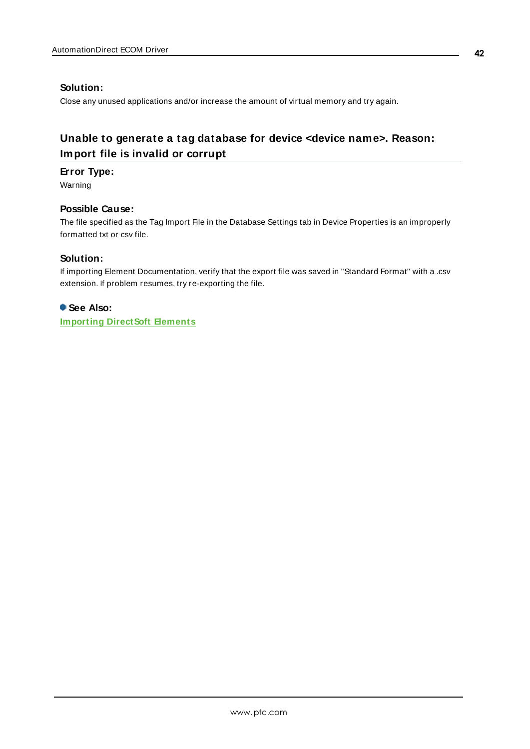#### Solution:

Close any unused applications and/or increase the amount of virtual memory and try again.

## Unable to generate a tag database for device <device name>. Reason: Import file is invalid or corrupt

#### Error Type:

Warning

#### Possible Cause:

The file specified as the Tag Import File in the Database Settings tab in Device Properties is an improperly formatted txt or csv file.

#### Solution:

If importing Element Documentation, verify that the export file was saved in "Standard Format" with a .csv extension. If problem resumes, try re-exporting the file.

**See Also:**

**Importing DirectSoft Elements**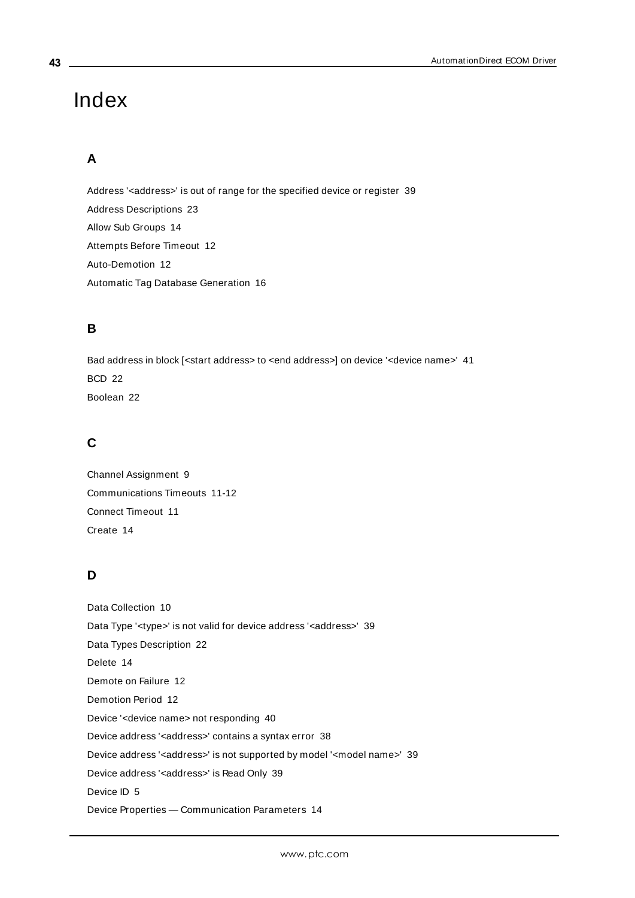# Index

## A

Address '<address>' is out of range for the specified device or register 39

Address Descriptions 23

Allow Sub Groups 14

Attempts Before Timeout 12

Auto-Demotion 12

Automatic Tag Database Generation 16

## B

Bad address in block [<start address> to <end address>] on device '<device name>' 41

BCD 22

Boolean 22

## C

Channel Assignment 9

Communications Timeouts 11-12

Connect Timeout 11

Create 14

## D

Data Collection 10

Data Type '<type>' is not valid for device address '<address>' 39

Data Types Description 22

Delete 14

Demote on Failure 12

Demotion Period 12

Device '<device name> not responding 40

Device address '<address>' contains a syntax error 38

Device address '<address>' is not supported by model '<model name>' 39

Device address '<address>' is Read Only 39

Device ID 5

Device Properties — Communication Parameters 14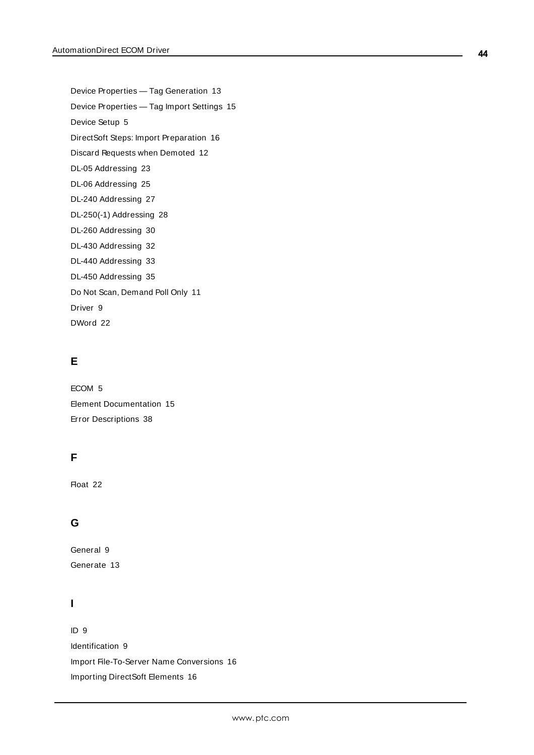Device Properties — Tag Generation 13

Device Properties — Tag Import Settings 15

Device Setup 5

DirectSoft Steps: Import Preparation 16

Discard Requests when Demoted 12

DL-05 Addressing 23

DL-06 Addressing 25

DL-240 Addressing 27

DL-250(-1) Addressing 28

DL-260 Addressing 30

DL-430 Addressing 32

DL-440 Addressing 33

DL-450 Addressing 35

Do Not Scan, Demand Poll Only 11

Driver 9

DWord 22

## E

ECOM 5

Element Documentation 15

Error Descriptions 38

## F

Float 22

## G

General 9

Generate 13

## I

ID 9

Identification 9

Import File-To-Server Name Conversions 16

Importing DirectSoft Elements 16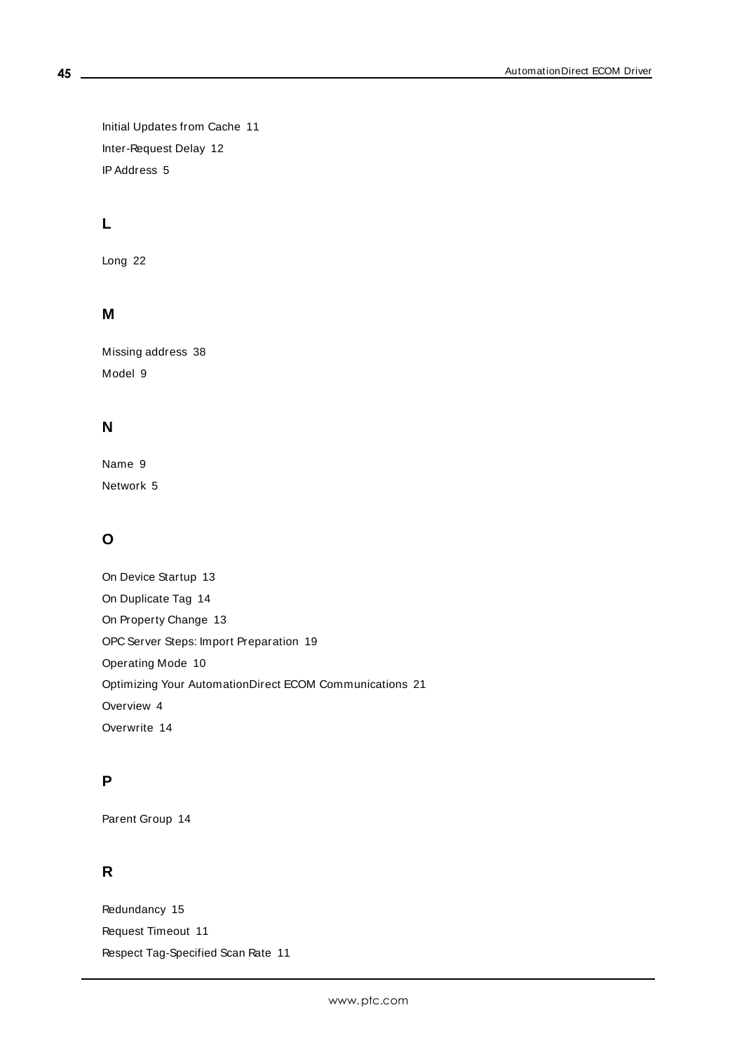Initial Updates from Cache 11

Inter-Request Delay 12

IP Address 5

## L

Long 22

## M

Missing address 38

Model 9

## N

Name 9

Network 5

## O

On Device Startup 13

On Duplicate Tag 14

On Property Change 13

OPC Server Steps: Import Preparation 19

Operating Mode 10

Optimizing Your AutomationDirect ECOM Communications 21

Overview 4

Overwrite 14

## P

Parent Group 14

## R

Redundancy 15

Request Timeout 11

Respect Tag-Specified Scan Rate 11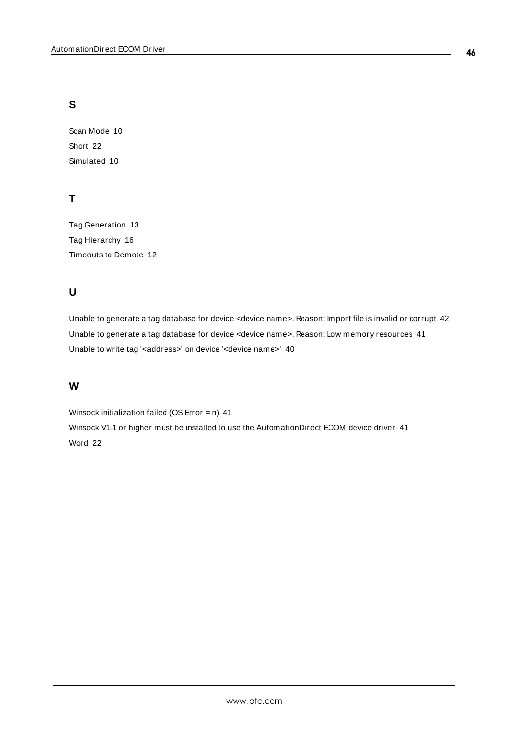## S

Scan Mode 10

Short 22

Simulated 10

## T

Tag Generation 13

Tag Hierarchy 16

Timeouts to Demote 12

## U

Unable to generate a tag database for device <device name>. Reason: Import file is invalid or corrupt 42

Unable to generate a tag database for device <device name>. Reason: Low memory resources 41

Unable to write tag '<address>' on device '<device name>' 40

## W

Winsock initialization failed (OS Error = n) 41

Winsock V1.1 or higher must be installed to use the AutomationDirect ECOM device driver 41

Word 22